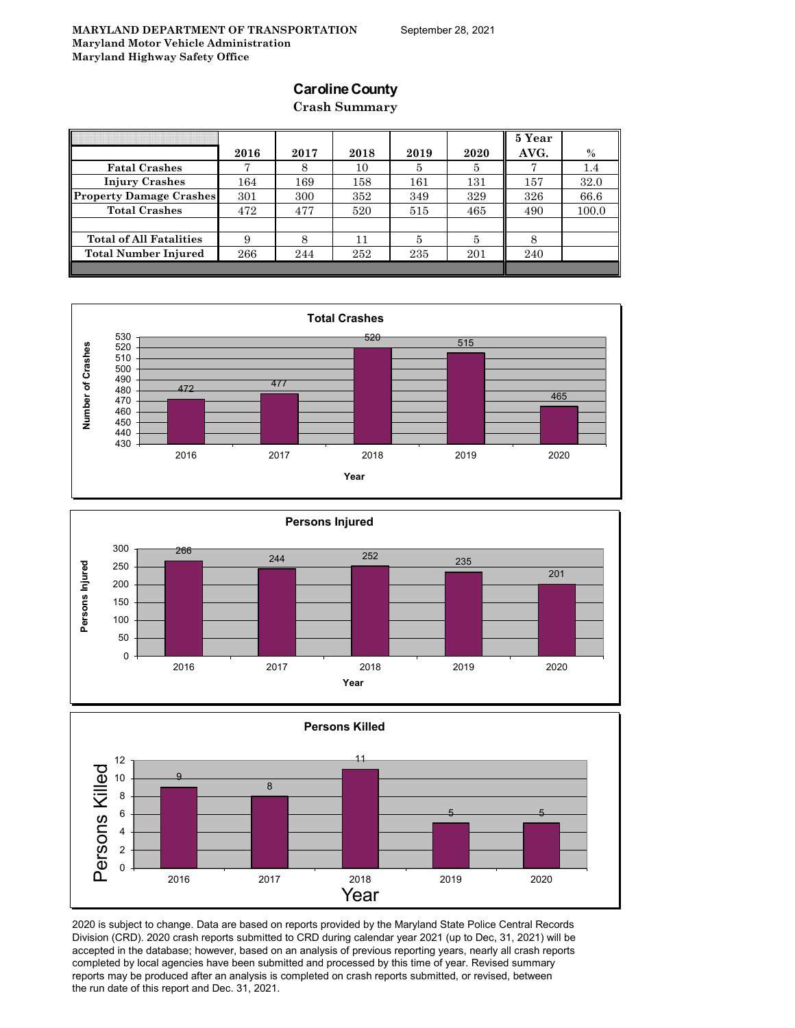**MARYLAND DEPARTMENT OF TRANSPORTATION**
**Maryland Motor Vehicle Administration**
**Maryland Highway Safety Office**

September 28, 2021

# Caroline County

## Crash Summary

| | 2016 | 2017 | 2018 | 2019 | 2020 | 5 Year AVG. | % |
|---|---|---|---|---|---|---|---|
| Fatal Crashes | 7 | 8 | 10 | 5 | 5 | 7 | 1.4 |
| Injury Crashes | 164 | 169 | 158 | 161 | 131 | 157 | 32.0 |
| Property Damage Crashes | 301 | 300 | 352 | 349 | 329 | 326 | 66.6 |
| Total Crashes | 472 | 477 | 520 | 515 | 465 | 490 | 100.0 |
| | | | | | | | |
| Total of All Fatalities | 9 | 8 | 11 | 5 | 5 | 8 | |
| Total Number Injured | 266 | 244 | 252 | 235 | 201 | 240 | |

**Total Crashes**

| Year | Number of Crashes |
|---|---|
| 2016 | 472 |
| 2017 | 477 |
| 2018 | 520 |
| 2019 | 515 |
| 2020 | 465 |

**Persons Injured**

| Year | Persons Injured |
|---|---|
| 2016 | 266 |
| 2017 | 244 |
| 2018 | 252 |
| 2019 | 235 |
| 2020 | 201 |

**Persons Killed**

| Year | Persons Killed |
|---|---|
| 2016 | 9 |
| 2017 | 8 |
| 2018 | 11 |
| 2019 | 5 |
| 2020 | 5 |

2020 is subject to change. Data are based on reports provided by the Maryland State Police Central Records Division (CRD). 2020 crash reports submitted to CRD during calendar year 2021 (up to Dec, 31, 2021) will be accepted in the database; however, based on an analysis of previous reporting years, nearly all crash reports completed by local agencies have been submitted and processed by this time of year. Revised summary reports may be produced after an analysis is completed on crash reports submitted, or revised, between the run date of this report and Dec. 31, 2021.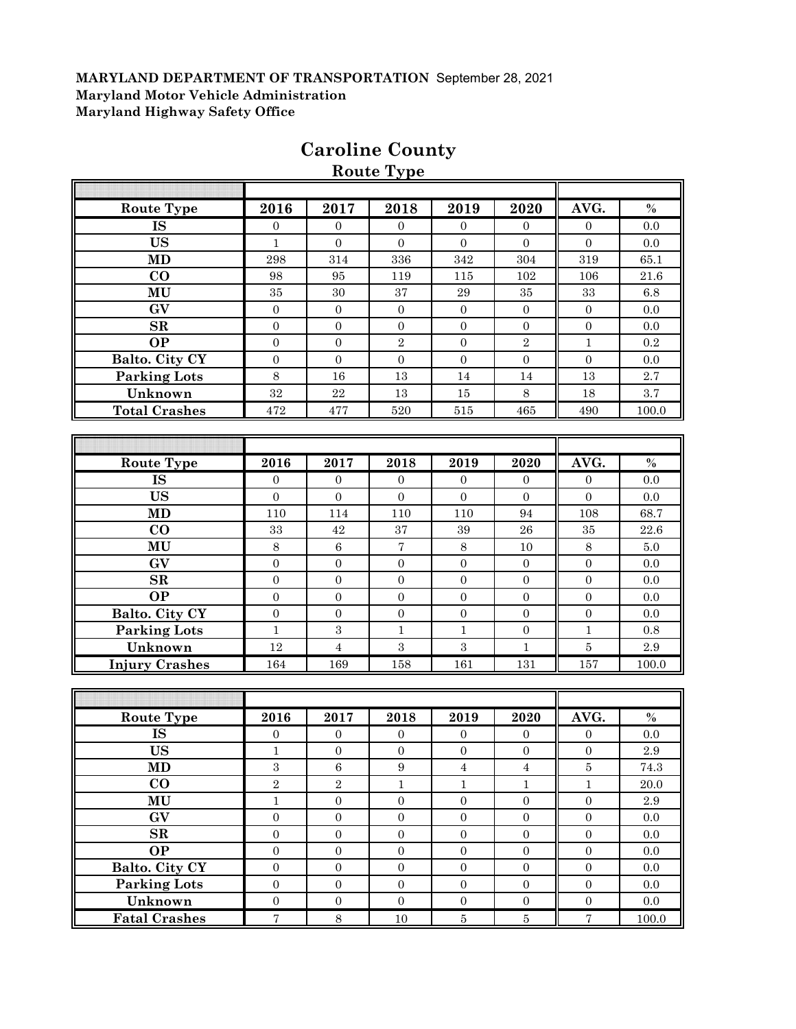**MARYLAND DEPARTMENT OF TRANSPORTATION** September 28, 2021
**Maryland Motor Vehicle Administration**
**Maryland Highway Safety Office**

# Caroline County

## Route Type

| Route Type | 2016 | 2017 | 2018 | 2019 | 2020 | AVG. | % |
|---|---|---|---|---|---|---|---|
| IS | 0 | 0 | 0 | 0 | 0 | 0 | 0.0 |
| US | 1 | 0 | 0 | 0 | 0 | 0 | 0.0 |
| MD | 298 | 314 | 336 | 342 | 304 | 319 | 65.1 |
| CO | 98 | 95 | 119 | 115 | 102 | 106 | 21.6 |
| MU | 35 | 30 | 37 | 29 | 35 | 33 | 6.8 |
| GV | 0 | 0 | 0 | 0 | 0 | 0 | 0.0 |
| SR | 0 | 0 | 0 | 0 | 0 | 0 | 0.0 |
| OP | 0 | 0 | 2 | 0 | 2 | 1 | 0.2 |
| Balto. City CY | 0 | 0 | 0 | 0 | 0 | 0 | 0.0 |
| Parking Lots | 8 | 16 | 13 | 14 | 14 | 13 | 2.7 |
| Unknown | 32 | 22 | 13 | 15 | 8 | 18 | 3.7 |
| Total Crashes | 472 | 477 | 520 | 515 | 465 | 490 | 100.0 |

| Route Type | 2016 | 2017 | 2018 | 2019 | 2020 | AVG. | % |
|---|---|---|---|---|---|---|---|
| IS | 0 | 0 | 0 | 0 | 0 | 0 | 0.0 |
| US | 0 | 0 | 0 | 0 | 0 | 0 | 0.0 |
| MD | 110 | 114 | 110 | 110 | 94 | 108 | 68.7 |
| CO | 33 | 42 | 37 | 39 | 26 | 35 | 22.6 |
| MU | 8 | 6 | 7 | 8 | 10 | 8 | 5.0 |
| GV | 0 | 0 | 0 | 0 | 0 | 0 | 0.0 |
| SR | 0 | 0 | 0 | 0 | 0 | 0 | 0.0 |
| OP | 0 | 0 | 0 | 0 | 0 | 0 | 0.0 |
| Balto. City CY | 0 | 0 | 0 | 0 | 0 | 0 | 0.0 |
| Parking Lots | 1 | 3 | 1 | 1 | 0 | 1 | 0.8 |
| Unknown | 12 | 4 | 3 | 3 | 1 | 5 | 2.9 |
| Injury Crashes | 164 | 169 | 158 | 161 | 131 | 157 | 100.0 |

| Route Type | 2016 | 2017 | 2018 | 2019 | 2020 | AVG. | % |
|---|---|---|---|---|---|---|---|
| IS | 0 | 0 | 0 | 0 | 0 | 0 | 0.0 |
| US | 1 | 0 | 0 | 0 | 0 | 0 | 2.9 |
| MD | 3 | 6 | 9 | 4 | 4 | 5 | 74.3 |
| CO | 2 | 2 | 1 | 1 | 1 | 1 | 20.0 |
| MU | 1 | 0 | 0 | 0 | 0 | 0 | 2.9 |
| GV | 0 | 0 | 0 | 0 | 0 | 0 | 0.0 |
| SR | 0 | 0 | 0 | 0 | 0 | 0 | 0.0 |
| OP | 0 | 0 | 0 | 0 | 0 | 0 | 0.0 |
| Balto. City CY | 0 | 0 | 0 | 0 | 0 | 0 | 0.0 |
| Parking Lots | 0 | 0 | 0 | 0 | 0 | 0 | 0.0 |
| Unknown | 0 | 0 | 0 | 0 | 0 | 0 | 0.0 |
| Fatal Crashes | 7 | 8 | 10 | 5 | 5 | 7 | 100.0 |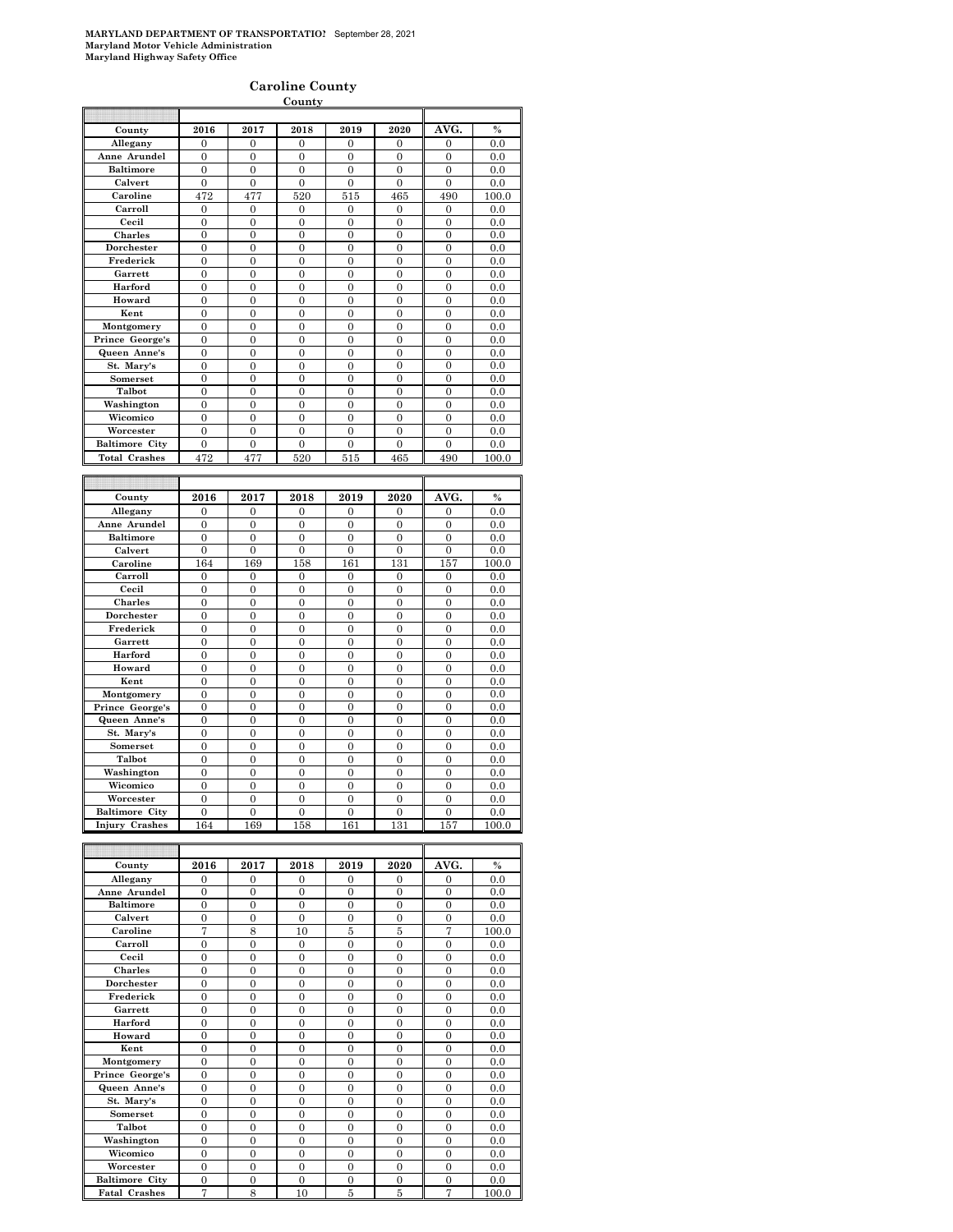**MARYLAND DEPARTMENT OF TRANSPORTATIO!** September 28, 2021
**Maryland Motor Vehicle Administration**
**Maryland Highway Safety Office**

## Caroline County

**County**

| County | 2016 | 2017 | 2018 | 2019 | 2020 | AVG. | % |
|---|---|---|---|---|---|---|---|
| Allegany | 0 | 0 | 0 | 0 | 0 | 0 | 0.0 |
| Anne Arundel | 0 | 0 | 0 | 0 | 0 | 0 | 0.0 |
| Baltimore | 0 | 0 | 0 | 0 | 0 | 0 | 0.0 |
| Calvert | 0 | 0 | 0 | 0 | 0 | 0 | 0.0 |
| Caroline | 472 | 477 | 520 | 515 | 465 | 490 | 100.0 |
| Carroll | 0 | 0 | 0 | 0 | 0 | 0 | 0.0 |
| Cecil | 0 | 0 | 0 | 0 | 0 | 0 | 0.0 |
| Charles | 0 | 0 | 0 | 0 | 0 | 0 | 0.0 |
| Dorchester | 0 | 0 | 0 | 0 | 0 | 0 | 0.0 |
| Frederick | 0 | 0 | 0 | 0 | 0 | 0 | 0.0 |
| Garrett | 0 | 0 | 0 | 0 | 0 | 0 | 0.0 |
| Harford | 0 | 0 | 0 | 0 | 0 | 0 | 0.0 |
| Howard | 0 | 0 | 0 | 0 | 0 | 0 | 0.0 |
| Kent | 0 | 0 | 0 | 0 | 0 | 0 | 0.0 |
| Montgomery | 0 | 0 | 0 | 0 | 0 | 0 | 0.0 |
| Prince George's | 0 | 0 | 0 | 0 | 0 | 0 | 0.0 |
| Queen Anne's | 0 | 0 | 0 | 0 | 0 | 0 | 0.0 |
| St. Mary's | 0 | 0 | 0 | 0 | 0 | 0 | 0.0 |
| Somerset | 0 | 0 | 0 | 0 | 0 | 0 | 0.0 |
| Talbot | 0 | 0 | 0 | 0 | 0 | 0 | 0.0 |
| Washington | 0 | 0 | 0 | 0 | 0 | 0 | 0.0 |
| Wicomico | 0 | 0 | 0 | 0 | 0 | 0 | 0.0 |
| Worcester | 0 | 0 | 0 | 0 | 0 | 0 | 0.0 |
| Baltimore City | 0 | 0 | 0 | 0 | 0 | 0 | 0.0 |
| Total Crashes | 472 | 477 | 520 | 515 | 465 | 490 | 100.0 |

| County | 2016 | 2017 | 2018 | 2019 | 2020 | AVG. | % |
|---|---|---|---|---|---|---|---|
| Allegany | 0 | 0 | 0 | 0 | 0 | 0 | 0.0 |
| Anne Arundel | 0 | 0 | 0 | 0 | 0 | 0 | 0.0 |
| Baltimore | 0 | 0 | 0 | 0 | 0 | 0 | 0.0 |
| Calvert | 0 | 0 | 0 | 0 | 0 | 0 | 0.0 |
| Caroline | 164 | 169 | 158 | 161 | 131 | 157 | 100.0 |
| Carroll | 0 | 0 | 0 | 0 | 0 | 0 | 0.0 |
| Cecil | 0 | 0 | 0 | 0 | 0 | 0 | 0.0 |
| Charles | 0 | 0 | 0 | 0 | 0 | 0 | 0.0 |
| Dorchester | 0 | 0 | 0 | 0 | 0 | 0 | 0.0 |
| Frederick | 0 | 0 | 0 | 0 | 0 | 0 | 0.0 |
| Garrett | 0 | 0 | 0 | 0 | 0 | 0 | 0.0 |
| Harford | 0 | 0 | 0 | 0 | 0 | 0 | 0.0 |
| Howard | 0 | 0 | 0 | 0 | 0 | 0 | 0.0 |
| Kent | 0 | 0 | 0 | 0 | 0 | 0 | 0.0 |
| Montgomery | 0 | 0 | 0 | 0 | 0 | 0 | 0.0 |
| Prince George's | 0 | 0 | 0 | 0 | 0 | 0 | 0.0 |
| Queen Anne's | 0 | 0 | 0 | 0 | 0 | 0 | 0.0 |
| St. Mary's | 0 | 0 | 0 | 0 | 0 | 0 | 0.0 |
| Somerset | 0 | 0 | 0 | 0 | 0 | 0 | 0.0 |
| Talbot | 0 | 0 | 0 | 0 | 0 | 0 | 0.0 |
| Washington | 0 | 0 | 0 | 0 | 0 | 0 | 0.0 |
| Wicomico | 0 | 0 | 0 | 0 | 0 | 0 | 0.0 |
| Worcester | 0 | 0 | 0 | 0 | 0 | 0 | 0.0 |
| Baltimore City | 0 | 0 | 0 | 0 | 0 | 0 | 0.0 |
| Injury Crashes | 164 | 169 | 158 | 161 | 131 | 157 | 100.0 |

| County | 2016 | 2017 | 2018 | 2019 | 2020 | AVG. | % |
|---|---|---|---|---|---|---|---|
| Allegany | 0 | 0 | 0 | 0 | 0 | 0 | 0.0 |
| Anne Arundel | 0 | 0 | 0 | 0 | 0 | 0 | 0.0 |
| Baltimore | 0 | 0 | 0 | 0 | 0 | 0 | 0.0 |
| Calvert | 0 | 0 | 0 | 0 | 0 | 0 | 0.0 |
| Caroline | 7 | 8 | 10 | 5 | 5 | 7 | 100.0 |
| Carroll | 0 | 0 | 0 | 0 | 0 | 0 | 0.0 |
| Cecil | 0 | 0 | 0 | 0 | 0 | 0 | 0.0 |
| Charles | 0 | 0 | 0 | 0 | 0 | 0 | 0.0 |
| Dorchester | 0 | 0 | 0 | 0 | 0 | 0 | 0.0 |
| Frederick | 0 | 0 | 0 | 0 | 0 | 0 | 0.0 |
| Garrett | 0 | 0 | 0 | 0 | 0 | 0 | 0.0 |
| Harford | 0 | 0 | 0 | 0 | 0 | 0 | 0.0 |
| Howard | 0 | 0 | 0 | 0 | 0 | 0 | 0.0 |
| Kent | 0 | 0 | 0 | 0 | 0 | 0 | 0.0 |
| Montgomery | 0 | 0 | 0 | 0 | 0 | 0 | 0.0 |
| Prince George's | 0 | 0 | 0 | 0 | 0 | 0 | 0.0 |
| Queen Anne's | 0 | 0 | 0 | 0 | 0 | 0 | 0.0 |
| St. Mary's | 0 | 0 | 0 | 0 | 0 | 0 | 0.0 |
| Somerset | 0 | 0 | 0 | 0 | 0 | 0 | 0.0 |
| Talbot | 0 | 0 | 0 | 0 | 0 | 0 | 0.0 |
| Washington | 0 | 0 | 0 | 0 | 0 | 0 | 0.0 |
| Wicomico | 0 | 0 | 0 | 0 | 0 | 0 | 0.0 |
| Worcester | 0 | 0 | 0 | 0 | 0 | 0 | 0.0 |
| Baltimore City | 0 | 0 | 0 | 0 | 0 | 0 | 0.0 |
| Fatal Crashes | 7 | 8 | 10 | 5 | 5 | 7 | 100.0 |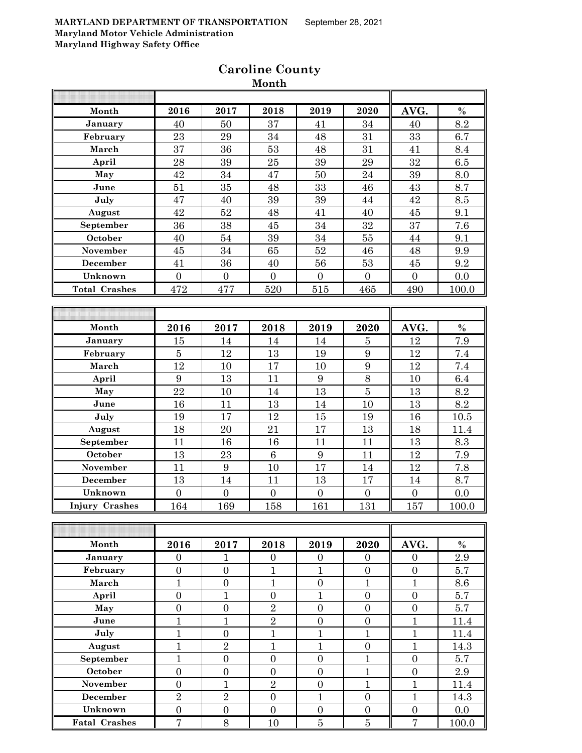**MARYLAND DEPARTMENT OF TRANSPORTATION** September 28, 2021
**Maryland Motor Vehicle Administration**
**Maryland Highway Safety Office**

## Caroline County

### Month

| Month | 2016 | 2017 | 2018 | 2019 | 2020 | AVG. | % |
|---|---|---|---|---|---|---|---|
| January | 40 | 50 | 37 | 41 | 34 | 40 | 8.2 |
| February | 23 | 29 | 34 | 48 | 31 | 33 | 6.7 |
| March | 37 | 36 | 53 | 48 | 31 | 41 | 8.4 |
| April | 28 | 39 | 25 | 39 | 29 | 32 | 6.5 |
| May | 42 | 34 | 47 | 50 | 24 | 39 | 8.0 |
| June | 51 | 35 | 48 | 33 | 46 | 43 | 8.7 |
| July | 47 | 40 | 39 | 39 | 44 | 42 | 8.5 |
| August | 42 | 52 | 48 | 41 | 40 | 45 | 9.1 |
| September | 36 | 38 | 45 | 34 | 32 | 37 | 7.6 |
| October | 40 | 54 | 39 | 34 | 55 | 44 | 9.1 |
| November | 45 | 34 | 65 | 52 | 46 | 48 | 9.9 |
| December | 41 | 36 | 40 | 56 | 53 | 45 | 9.2 |
| Unknown | 0 | 0 | 0 | 0 | 0 | 0 | 0.0 |
| **Total Crashes** | 472 | 477 | 520 | 515 | 465 | 490 | 100.0 |

| Month | 2016 | 2017 | 2018 | 2019 | 2020 | AVG. | % |
|---|---|---|---|---|---|---|---|
| January | 15 | 14 | 14 | 14 | 5 | 12 | 7.9 |
| February | 5 | 12 | 13 | 19 | 9 | 12 | 7.4 |
| March | 12 | 10 | 17 | 10 | 9 | 12 | 7.4 |
| April | 9 | 13 | 11 | 9 | 8 | 10 | 6.4 |
| May | 22 | 10 | 14 | 13 | 5 | 13 | 8.2 |
| June | 16 | 11 | 13 | 14 | 10 | 13 | 8.2 |
| July | 19 | 17 | 12 | 15 | 19 | 16 | 10.5 |
| August | 18 | 20 | 21 | 17 | 13 | 18 | 11.4 |
| September | 11 | 16 | 16 | 11 | 11 | 13 | 8.3 |
| October | 13 | 23 | 6 | 9 | 11 | 12 | 7.9 |
| November | 11 | 9 | 10 | 17 | 14 | 12 | 7.8 |
| December | 13 | 14 | 11 | 13 | 17 | 14 | 8.7 |
| Unknown | 0 | 0 | 0 | 0 | 0 | 0 | 0.0 |
| **Injury Crashes** | 164 | 169 | 158 | 161 | 131 | 157 | 100.0 |

| Month | 2016 | 2017 | 2018 | 2019 | 2020 | AVG. | % |
|---|---|---|---|---|---|---|---|
| January | 0 | 1 | 0 | 0 | 0 | 0 | 2.9 |
| February | 0 | 0 | 1 | 1 | 0 | 0 | 5.7 |
| March | 1 | 0 | 1 | 0 | 1 | 1 | 8.6 |
| April | 0 | 1 | 0 | 1 | 0 | 0 | 5.7 |
| May | 0 | 0 | 2 | 0 | 0 | 0 | 5.7 |
| June | 1 | 1 | 2 | 0 | 0 | 1 | 11.4 |
| July | 1 | 0 | 1 | 1 | 1 | 1 | 11.4 |
| August | 1 | 2 | 1 | 1 | 0 | 1 | 14.3 |
| September | 1 | 0 | 0 | 0 | 1 | 0 | 5.7 |
| October | 0 | 0 | 0 | 0 | 1 | 0 | 2.9 |
| November | 0 | 1 | 2 | 0 | 1 | 1 | 11.4 |
| December | 2 | 2 | 0 | 1 | 0 | 1 | 14.3 |
| Unknown | 0 | 0 | 0 | 0 | 0 | 0 | 0.0 |
| **Fatal Crashes** | 7 | 8 | 10 | 5 | 5 | 7 | 100.0 |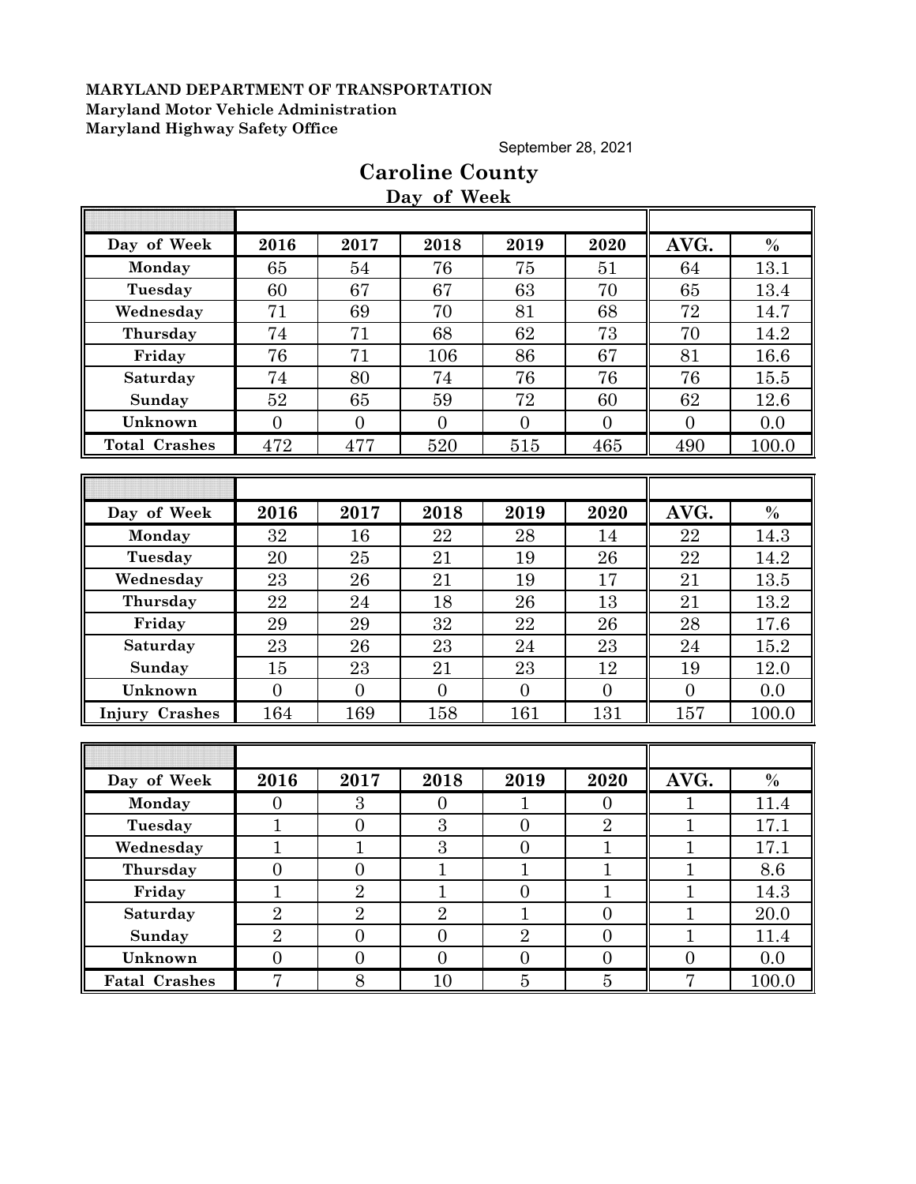**MARYLAND DEPARTMENT OF TRANSPORTATION**
**Maryland Motor Vehicle Administration**
**Maryland Highway Safety Office**

September 28, 2021

# Caroline County

## Day of Week

| Day of Week | 2016 | 2017 | 2018 | 2019 | 2020 | AVG. | % |
|---|---|---|---|---|---|---|---|
| Monday | 65 | 54 | 76 | 75 | 51 | 64 | 13.1 |
| Tuesday | 60 | 67 | 67 | 63 | 70 | 65 | 13.4 |
| Wednesday | 71 | 69 | 70 | 81 | 68 | 72 | 14.7 |
| Thursday | 74 | 71 | 68 | 62 | 73 | 70 | 14.2 |
| Friday | 76 | 71 | 106 | 86 | 67 | 81 | 16.6 |
| Saturday | 74 | 80 | 74 | 76 | 76 | 76 | 15.5 |
| Sunday | 52 | 65 | 59 | 72 | 60 | 62 | 12.6 |
| Unknown | 0 | 0 | 0 | 0 | 0 | 0 | 0.0 |
| Total Crashes | 472 | 477 | 520 | 515 | 465 | 490 | 100.0 |

| Day of Week | 2016 | 2017 | 2018 | 2019 | 2020 | AVG. | % |
|---|---|---|---|---|---|---|---|
| Monday | 32 | 16 | 22 | 28 | 14 | 22 | 14.3 |
| Tuesday | 20 | 25 | 21 | 19 | 26 | 22 | 14.2 |
| Wednesday | 23 | 26 | 21 | 19 | 17 | 21 | 13.5 |
| Thursday | 22 | 24 | 18 | 26 | 13 | 21 | 13.2 |
| Friday | 29 | 29 | 32 | 22 | 26 | 28 | 17.6 |
| Saturday | 23 | 26 | 23 | 24 | 23 | 24 | 15.2 |
| Sunday | 15 | 23 | 21 | 23 | 12 | 19 | 12.0 |
| Unknown | 0 | 0 | 0 | 0 | 0 | 0 | 0.0 |
| Injury Crashes | 164 | 169 | 158 | 161 | 131 | 157 | 100.0 |

| Day of Week | 2016 | 2017 | 2018 | 2019 | 2020 | AVG. | % |
|---|---|---|---|---|---|---|---|
| Monday | 0 | 3 | 0 | 1 | 0 | 1 | 11.4 |
| Tuesday | 1 | 0 | 3 | 0 | 2 | 1 | 17.1 |
| Wednesday | 1 | 1 | 3 | 0 | 1 | 1 | 17.1 |
| Thursday | 0 | 0 | 1 | 1 | 1 | 1 | 8.6 |
| Friday | 1 | 2 | 1 | 0 | 1 | 1 | 14.3 |
| Saturday | 2 | 2 | 2 | 1 | 0 | 1 | 20.0 |
| Sunday | 2 | 0 | 0 | 2 | 0 | 1 | 11.4 |
| Unknown | 0 | 0 | 0 | 0 | 0 | 0 | 0.0 |
| Fatal Crashes | 7 | 8 | 10 | 5 | 5 | 7 | 100.0 |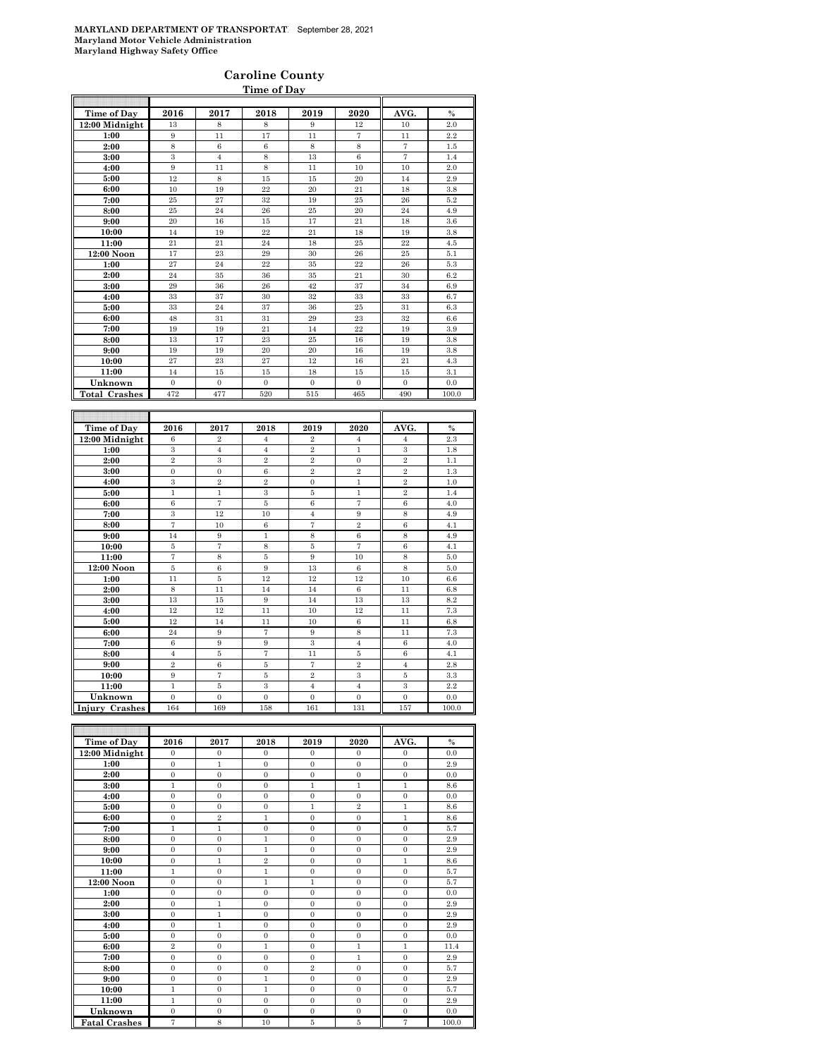**MARYLAND DEPARTMENT OF TRANSPORTAT** September 28, 2021
**Maryland Motor Vehicle Administration**
**Maryland Highway Safety Office**

## Caroline County

### Time of Day

| Time of Day | 2016 | 2017 | 2018 | 2019 | 2020 | AVG. | % |
|---|---|---|---|---|---|---|---|
| 12:00 Midnight | 13 | 8 | 8 | 9 | 12 | 10 | 2.0 |
| 1:00 | 9 | 11 | 17 | 11 | 7 | 11 | 2.2 |
| 2:00 | 8 | 6 | 6 | 8 | 8 | 7 | 1.5 |
| 3:00 | 3 | 4 | 8 | 13 | 6 | 7 | 1.4 |
| 4:00 | 9 | 11 | 8 | 11 | 10 | 10 | 2.0 |
| 5:00 | 12 | 8 | 15 | 15 | 20 | 14 | 2.9 |
| 6:00 | 10 | 19 | 22 | 20 | 21 | 18 | 3.8 |
| 7:00 | 25 | 27 | 32 | 19 | 25 | 26 | 5.2 |
| 8:00 | 25 | 24 | 26 | 25 | 20 | 24 | 4.9 |
| 9:00 | 20 | 16 | 15 | 17 | 21 | 18 | 3.6 |
| 10:00 | 14 | 19 | 22 | 21 | 18 | 19 | 3.8 |
| 11:00 | 21 | 21 | 24 | 18 | 25 | 22 | 4.5 |
| 12:00 Noon | 17 | 23 | 29 | 30 | 26 | 25 | 5.1 |
| 1:00 | 27 | 24 | 22 | 35 | 22 | 26 | 5.3 |
| 2:00 | 24 | 35 | 36 | 35 | 21 | 30 | 6.2 |
| 3:00 | 29 | 36 | 26 | 42 | 37 | 34 | 6.9 |
| 4:00 | 33 | 37 | 30 | 32 | 33 | 33 | 6.7 |
| 5:00 | 33 | 24 | 37 | 36 | 25 | 31 | 6.3 |
| 6:00 | 48 | 31 | 31 | 29 | 23 | 32 | 6.6 |
| 7:00 | 19 | 19 | 21 | 14 | 22 | 19 | 3.9 |
| 8:00 | 13 | 17 | 23 | 25 | 16 | 19 | 3.8 |
| 9:00 | 19 | 19 | 20 | 20 | 16 | 19 | 3.8 |
| 10:00 | 27 | 23 | 27 | 12 | 16 | 21 | 4.3 |
| 11:00 | 14 | 15 | 15 | 18 | 15 | 15 | 3.1 |
| Unknown | 0 | 0 | 0 | 0 | 0 | 0 | 0.0 |
| **Total Crashes** | 472 | 477 | 520 | 515 | 465 | 490 | 100.0 |

| Time of Day | 2016 | 2017 | 2018 | 2019 | 2020 | AVG. | % |
|---|---|---|---|---|---|---|---|
| 12:00 Midnight | 6 | 2 | 4 | 2 | 4 | 4 | 2.3 |
| 1:00 | 3 | 4 | 4 | 2 | 1 | 3 | 1.8 |
| 2:00 | 2 | 3 | 2 | 2 | 0 | 2 | 1.1 |
| 3:00 | 0 | 0 | 6 | 2 | 2 | 2 | 1.3 |
| 4:00 | 3 | 2 | 2 | 0 | 1 | 2 | 1.0 |
| 5:00 | 1 | 1 | 3 | 5 | 1 | 2 | 1.4 |
| 6:00 | 6 | 7 | 5 | 6 | 7 | 6 | 4.0 |
| 7:00 | 3 | 12 | 10 | 4 | 9 | 8 | 4.9 |
| 8:00 | 7 | 10 | 6 | 7 | 2 | 6 | 4.1 |
| 9:00 | 14 | 9 | 1 | 8 | 6 | 8 | 4.9 |
| 10:00 | 5 | 7 | 8 | 5 | 7 | 6 | 4.1 |
| 11:00 | 7 | 8 | 5 | 9 | 10 | 8 | 5.0 |
| 12:00 Noon | 5 | 6 | 9 | 13 | 6 | 8 | 5.0 |
| 1:00 | 11 | 5 | 12 | 12 | 12 | 10 | 6.6 |
| 2:00 | 8 | 11 | 14 | 14 | 6 | 11 | 6.8 |
| 3:00 | 13 | 15 | 9 | 14 | 13 | 13 | 8.2 |
| 4:00 | 12 | 12 | 11 | 10 | 12 | 11 | 7.3 |
| 5:00 | 12 | 14 | 11 | 10 | 6 | 11 | 6.8 |
| 6:00 | 24 | 9 | 7 | 9 | 8 | 11 | 7.3 |
| 7:00 | 6 | 9 | 9 | 3 | 4 | 6 | 4.0 |
| 8:00 | 4 | 5 | 7 | 11 | 5 | 6 | 4.1 |
| 9:00 | 2 | 6 | 5 | 7 | 2 | 4 | 2.8 |
| 10:00 | 9 | 7 | 5 | 2 | 3 | 5 | 3.3 |
| 11:00 | 1 | 5 | 3 | 4 | 4 | 3 | 2.2 |
| Unknown | 0 | 0 | 0 | 0 | 0 | 0 | 0.0 |
| **Injury Crashes** | 164 | 169 | 158 | 161 | 131 | 157 | 100.0 |

| Time of Day | 2016 | 2017 | 2018 | 2019 | 2020 | AVG. | % |
|---|---|---|---|---|---|---|---|
| 12:00 Midnight | 0 | 0 | 0 | 0 | 0 | 0 | 0.0 |
| 1:00 | 0 | 1 | 0 | 0 | 0 | 0 | 2.9 |
| 2:00 | 0 | 0 | 0 | 0 | 0 | 0 | 0.0 |
| 3:00 | 1 | 0 | 0 | 1 | 1 | 1 | 8.6 |
| 4:00 | 0 | 0 | 0 | 0 | 0 | 0 | 0.0 |
| 5:00 | 0 | 0 | 0 | 1 | 2 | 1 | 8.6 |
| 6:00 | 0 | 2 | 1 | 0 | 0 | 1 | 8.6 |
| 7:00 | 1 | 1 | 0 | 0 | 0 | 0 | 5.7 |
| 8:00 | 0 | 0 | 1 | 0 | 0 | 0 | 2.9 |
| 9:00 | 0 | 0 | 1 | 0 | 0 | 0 | 2.9 |
| 10:00 | 0 | 1 | 2 | 0 | 0 | 1 | 8.6 |
| 11:00 | 1 | 0 | 1 | 0 | 0 | 0 | 5.7 |
| 12:00 Noon | 0 | 0 | 1 | 1 | 0 | 0 | 5.7 |
| 1:00 | 0 | 0 | 0 | 0 | 0 | 0 | 0.0 |
| 2:00 | 0 | 1 | 0 | 0 | 0 | 0 | 2.9 |
| 3:00 | 0 | 1 | 0 | 0 | 0 | 0 | 2.9 |
| 4:00 | 0 | 1 | 0 | 0 | 0 | 0 | 2.9 |
| 5:00 | 0 | 0 | 0 | 0 | 0 | 0 | 0.0 |
| 6:00 | 2 | 0 | 1 | 0 | 1 | 1 | 11.4 |
| 7:00 | 0 | 0 | 0 | 0 | 1 | 0 | 2.9 |
| 8:00 | 0 | 0 | 0 | 2 | 0 | 0 | 5.7 |
| 9:00 | 0 | 0 | 1 | 0 | 0 | 0 | 2.9 |
| 10:00 | 1 | 0 | 1 | 0 | 0 | 0 | 5.7 |
| 11:00 | 1 | 0 | 0 | 0 | 0 | 0 | 2.9 |
| Unknown | 0 | 0 | 0 | 0 | 0 | 0 | 0.0 |
| **Fatal Crashes** | 7 | 8 | 10 | 5 | 5 | 7 | 100.0 |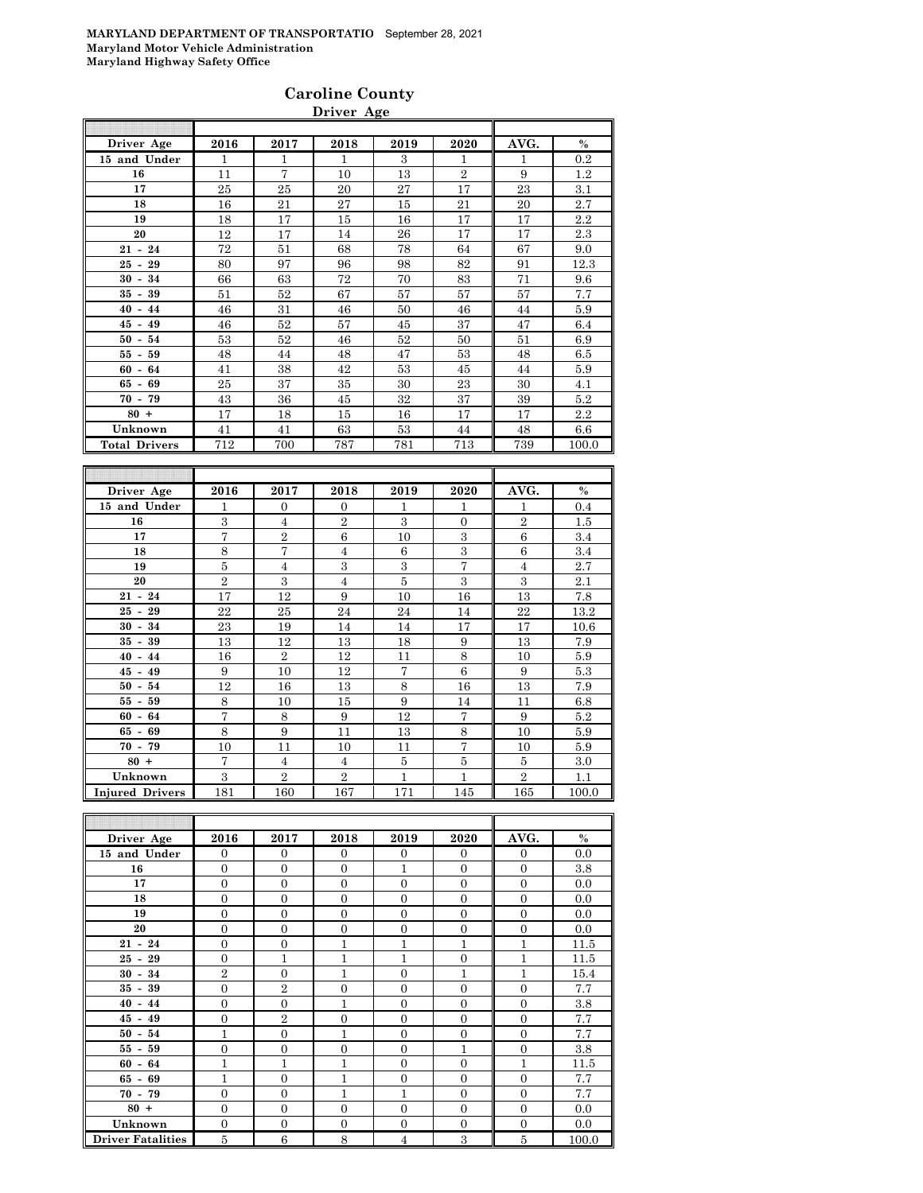**MARYLAND DEPARTMENT OF TRANSPORTATIO** September 28, 2021
**Maryland Motor Vehicle Administration**
**Maryland Highway Safety Office**

# Caroline County

## Driver Age

| Driver Age | 2016 | 2017 | 2018 | 2019 | 2020 | AVG. | % |
|---|---|---|---|---|---|---|---|
| 15 and Under | 1 | 1 | 1 | 3 | 1 | 1 | 0.2 |
| 16 | 11 | 7 | 10 | 13 | 2 | 9 | 1.2 |
| 17 | 25 | 25 | 20 | 27 | 17 | 23 | 3.1 |
| 18 | 16 | 21 | 27 | 15 | 21 | 20 | 2.7 |
| 19 | 18 | 17 | 15 | 16 | 17 | 17 | 2.2 |
| 20 | 12 | 17 | 14 | 26 | 17 | 17 | 2.3 |
| 21 - 24 | 72 | 51 | 68 | 78 | 64 | 67 | 9.0 |
| 25 - 29 | 80 | 97 | 96 | 98 | 82 | 91 | 12.3 |
| 30 - 34 | 66 | 63 | 72 | 70 | 83 | 71 | 9.6 |
| 35 - 39 | 51 | 52 | 67 | 57 | 57 | 57 | 7.7 |
| 40 - 44 | 46 | 31 | 46 | 50 | 46 | 44 | 5.9 |
| 45 - 49 | 46 | 52 | 57 | 45 | 37 | 47 | 6.4 |
| 50 - 54 | 53 | 52 | 46 | 52 | 50 | 51 | 6.9 |
| 55 - 59 | 48 | 44 | 48 | 47 | 53 | 48 | 6.5 |
| 60 - 64 | 41 | 38 | 42 | 53 | 45 | 44 | 5.9 |
| 65 - 69 | 25 | 37 | 35 | 30 | 23 | 30 | 4.1 |
| 70 - 79 | 43 | 36 | 45 | 32 | 37 | 39 | 5.2 |
| 80 + | 17 | 18 | 15 | 16 | 17 | 17 | 2.2 |
| Unknown | 41 | 41 | 63 | 53 | 44 | 48 | 6.6 |
| **Total Drivers** | 712 | 700 | 787 | 781 | 713 | 739 | 100.0 |

| Driver Age | 2016 | 2017 | 2018 | 2019 | 2020 | AVG. | % |
|---|---|---|---|---|---|---|---|
| 15 and Under | 1 | 0 | 0 | 1 | 1 | 1 | 0.4 |
| 16 | 3 | 4 | 2 | 3 | 0 | 2 | 1.5 |
| 17 | 7 | 2 | 6 | 10 | 3 | 6 | 3.4 |
| 18 | 8 | 7 | 4 | 6 | 3 | 6 | 3.4 |
| 19 | 5 | 4 | 3 | 3 | 7 | 4 | 2.7 |
| 20 | 2 | 3 | 4 | 5 | 3 | 3 | 2.1 |
| 21 - 24 | 17 | 12 | 9 | 10 | 16 | 13 | 7.8 |
| 25 - 29 | 22 | 25 | 24 | 24 | 14 | 22 | 13.2 |
| 30 - 34 | 23 | 19 | 14 | 14 | 17 | 17 | 10.6 |
| 35 - 39 | 13 | 12 | 13 | 18 | 9 | 13 | 7.9 |
| 40 - 44 | 16 | 2 | 12 | 11 | 8 | 10 | 5.9 |
| 45 - 49 | 9 | 10 | 12 | 7 | 6 | 9 | 5.3 |
| 50 - 54 | 12 | 16 | 13 | 8 | 16 | 13 | 7.9 |
| 55 - 59 | 8 | 10 | 15 | 9 | 14 | 11 | 6.8 |
| 60 - 64 | 7 | 8 | 9 | 12 | 7 | 9 | 5.2 |
| 65 - 69 | 8 | 9 | 11 | 13 | 8 | 10 | 5.9 |
| 70 - 79 | 10 | 11 | 10 | 11 | 7 | 10 | 5.9 |
| 80 + | 7 | 4 | 4 | 5 | 5 | 5 | 3.0 |
| Unknown | 3 | 2 | 2 | 1 | 1 | 2 | 1.1 |
| **Injured Drivers** | 181 | 160 | 167 | 171 | 145 | 165 | 100.0 |

| Driver Age | 2016 | 2017 | 2018 | 2019 | 2020 | AVG. | % |
|---|---|---|---|---|---|---|---|
| 15 and Under | 0 | 0 | 0 | 0 | 0 | 0 | 0.0 |
| 16 | 0 | 0 | 0 | 1 | 0 | 0 | 3.8 |
| 17 | 0 | 0 | 0 | 0 | 0 | 0 | 0.0 |
| 18 | 0 | 0 | 0 | 0 | 0 | 0 | 0.0 |
| 19 | 0 | 0 | 0 | 0 | 0 | 0 | 0.0 |
| 20 | 0 | 0 | 0 | 0 | 0 | 0 | 0.0 |
| 21 - 24 | 0 | 0 | 1 | 1 | 1 | 1 | 11.5 |
| 25 - 29 | 0 | 1 | 1 | 1 | 0 | 1 | 11.5 |
| 30 - 34 | 2 | 0 | 1 | 0 | 1 | 1 | 15.4 |
| 35 - 39 | 0 | 2 | 0 | 0 | 0 | 0 | 7.7 |
| 40 - 44 | 0 | 0 | 1 | 0 | 0 | 0 | 3.8 |
| 45 - 49 | 0 | 2 | 0 | 0 | 0 | 0 | 7.7 |
| 50 - 54 | 1 | 0 | 1 | 0 | 0 | 0 | 7.7 |
| 55 - 59 | 0 | 0 | 0 | 0 | 1 | 0 | 3.8 |
| 60 - 64 | 1 | 1 | 1 | 0 | 0 | 1 | 11.5 |
| 65 - 69 | 1 | 0 | 1 | 0 | 0 | 0 | 7.7 |
| 70 - 79 | 0 | 0 | 1 | 1 | 0 | 0 | 7.7 |
| 80 + | 0 | 0 | 0 | 0 | 0 | 0 | 0.0 |
| Unknown | 0 | 0 | 0 | 0 | 0 | 0 | 0.0 |
| **Driver Fatalities** | 5 | 6 | 8 | 4 | 3 | 5 | 100.0 |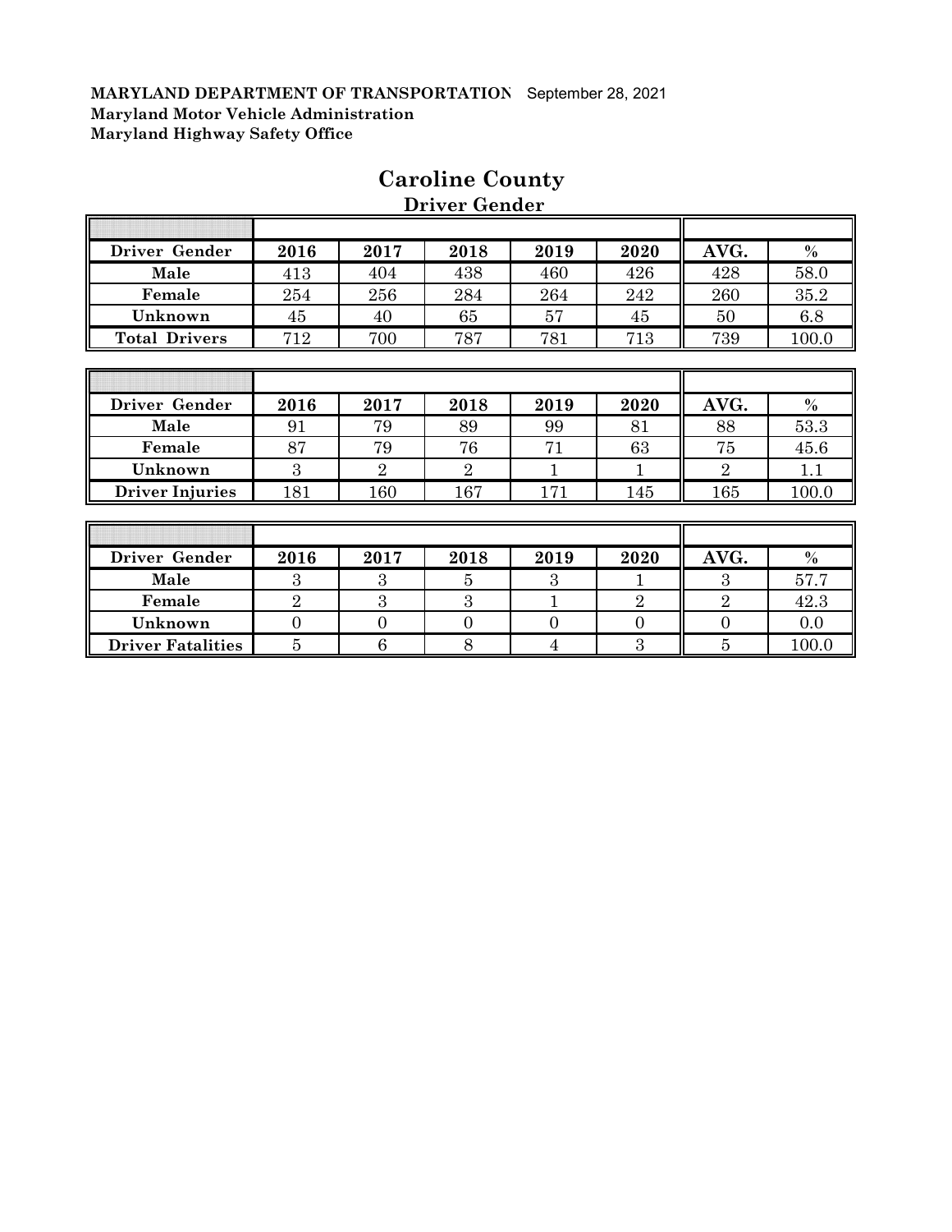**MARYLAND DEPARTMENT OF TRANSPORTATION** September 28, 2021
**Maryland Motor Vehicle Administration**
**Maryland Highway Safety Office**

# Caroline County

## Driver Gender

| Driver Gender | 2016 | 2017 | 2018 | 2019 | 2020 | AVG. | % |
|---|---|---|---|---|---|---|---|
| **Male** | 413 | 404 | 438 | 460 | 426 | 428 | 58.0 |
| **Female** | 254 | 256 | 284 | 264 | 242 | 260 | 35.2 |
| **Unknown** | 45 | 40 | 65 | 57 | 45 | 50 | 6.8 |
| **Total Drivers** | 712 | 700 | 787 | 781 | 713 | 739 | 100.0 |

| Driver Gender | 2016 | 2017 | 2018 | 2019 | 2020 | AVG. | % |
|---|---|---|---|---|---|---|---|
| **Male** | 91 | 79 | 89 | 99 | 81 | 88 | 53.3 |
| **Female** | 87 | 79 | 76 | 71 | 63 | 75 | 45.6 |
| **Unknown** | 3 | 2 | 2 | 1 | 1 | 2 | 1.1 |
| **Driver Injuries** | 181 | 160 | 167 | 171 | 145 | 165 | 100.0 |

| Driver Gender | 2016 | 2017 | 2018 | 2019 | 2020 | AVG. | % |
|---|---|---|---|---|---|---|---|
| **Male** | 3 | 3 | 5 | 3 | 1 | 3 | 57.7 |
| **Female** | 2 | 3 | 3 | 1 | 2 | 2 | 42.3 |
| **Unknown** | 0 | 0 | 0 | 0 | 0 | 0 | 0.0 |
| **Driver Fatalities** | 5 | 6 | 8 | 4 | 3 | 5 | 100.0 |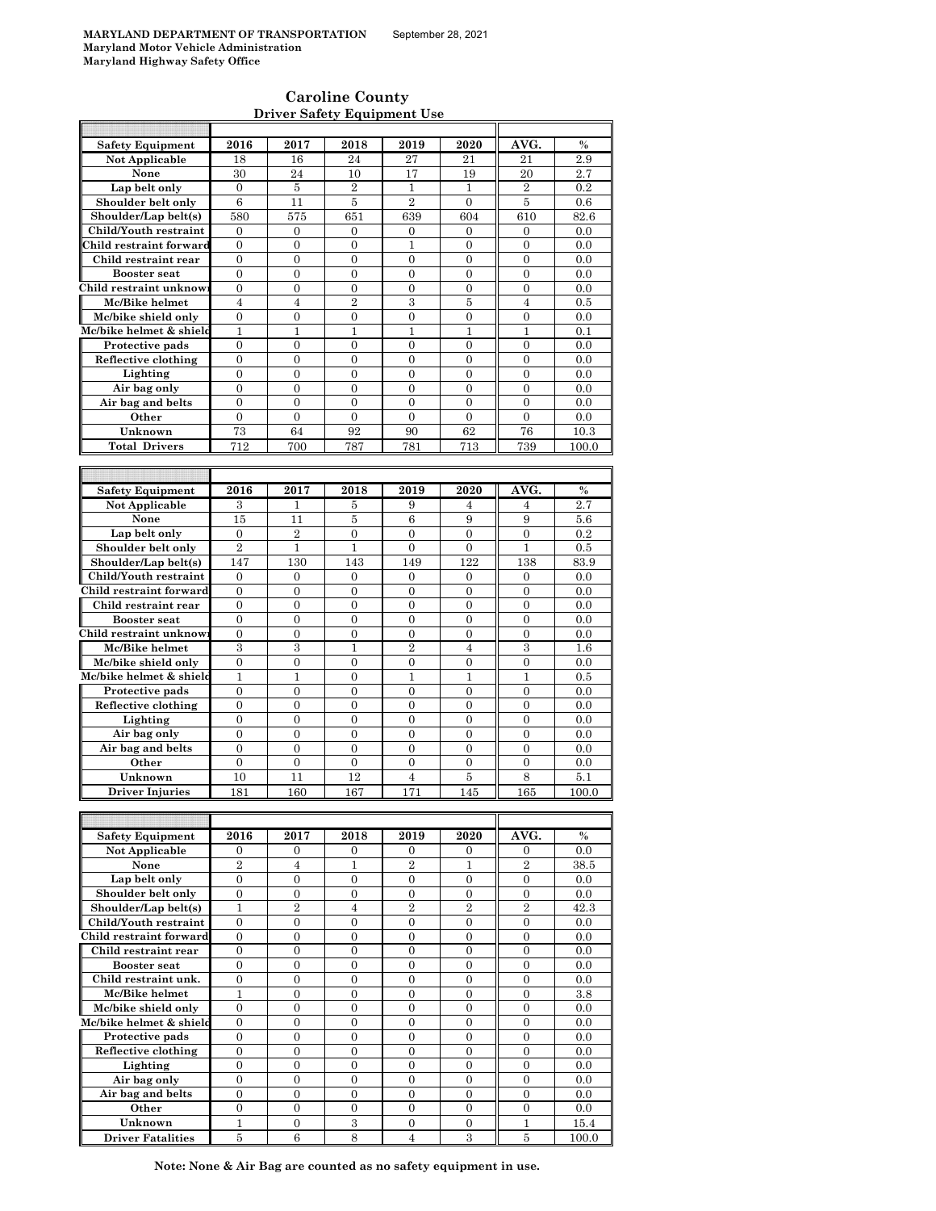**MARYLAND DEPARTMENT OF TRANSPORTATION** September 28, 2021
**Maryland Motor Vehicle Administration**
**Maryland Highway Safety Office**

## Caroline County

### Driver Safety Equipment Use

| Safety Equipment | 2016 | 2017 | 2018 | 2019 | 2020 | AVG. | % |
|---|---|---|---|---|---|---|---|
| Not Applicable | 18 | 16 | 24 | 27 | 21 | 21 | 2.9 |
| None | 30 | 24 | 10 | 17 | 19 | 20 | 2.7 |
| Lap belt only | 0 | 5 | 2 | 1 | 1 | 2 | 0.2 |
| Shoulder belt only | 6 | 11 | 5 | 2 | 0 | 5 | 0.6 |
| Shoulder/Lap belt(s) | 580 | 575 | 651 | 639 | 604 | 610 | 82.6 |
| Child/Youth restraint | 0 | 0 | 0 | 0 | 0 | 0 | 0.0 |
| Child restraint forward | 0 | 0 | 0 | 1 | 0 | 0 | 0.0 |
| Child restraint rear | 0 | 0 | 0 | 0 | 0 | 0 | 0.0 |
| Booster seat | 0 | 0 | 0 | 0 | 0 | 0 | 0.0 |
| Child restraint unknown | 0 | 0 | 0 | 0 | 0 | 0 | 0.0 |
| Mc/Bike helmet | 4 | 4 | 2 | 3 | 5 | 4 | 0.5 |
| Mc/bike shield only | 0 | 0 | 0 | 0 | 0 | 0 | 0.0 |
| Mc/bike helmet & shield | 1 | 1 | 1 | 1 | 1 | 1 | 0.1 |
| Protective pads | 0 | 0 | 0 | 0 | 0 | 0 | 0.0 |
| Reflective clothing | 0 | 0 | 0 | 0 | 0 | 0 | 0.0 |
| Lighting | 0 | 0 | 0 | 0 | 0 | 0 | 0.0 |
| Air bag only | 0 | 0 | 0 | 0 | 0 | 0 | 0.0 |
| Air bag and belts | 0 | 0 | 0 | 0 | 0 | 0 | 0.0 |
| Other | 0 | 0 | 0 | 0 | 0 | 0 | 0.0 |
| Unknown | 73 | 64 | 92 | 90 | 62 | 76 | 10.3 |
| Total Drivers | 712 | 700 | 787 | 781 | 713 | 739 | 100.0 |

| Safety Equipment | 2016 | 2017 | 2018 | 2019 | 2020 | AVG. | % |
|---|---|---|---|---|---|---|---|
| Not Applicable | 3 | 1 | 5 | 9 | 4 | 4 | 2.7 |
| None | 15 | 11 | 5 | 6 | 9 | 9 | 5.6 |
| Lap belt only | 0 | 2 | 0 | 0 | 0 | 0 | 0.2 |
| Shoulder belt only | 2 | 1 | 1 | 0 | 0 | 1 | 0.5 |
| Shoulder/Lap belt(s) | 147 | 130 | 143 | 149 | 122 | 138 | 83.9 |
| Child/Youth restraint | 0 | 0 | 0 | 0 | 0 | 0 | 0.0 |
| Child restraint forward | 0 | 0 | 0 | 0 | 0 | 0 | 0.0 |
| Child restraint rear | 0 | 0 | 0 | 0 | 0 | 0 | 0.0 |
| Booster seat | 0 | 0 | 0 | 0 | 0 | 0 | 0.0 |
| Child restraint unknown | 0 | 0 | 0 | 0 | 0 | 0 | 0.0 |
| Mc/Bike helmet | 3 | 3 | 1 | 2 | 4 | 3 | 1.6 |
| Mc/bike shield only | 0 | 0 | 0 | 0 | 0 | 0 | 0.0 |
| Mc/bike helmet & shield | 1 | 1 | 0 | 1 | 1 | 1 | 0.5 |
| Protective pads | 0 | 0 | 0 | 0 | 0 | 0 | 0.0 |
| Reflective clothing | 0 | 0 | 0 | 0 | 0 | 0 | 0.0 |
| Lighting | 0 | 0 | 0 | 0 | 0 | 0 | 0.0 |
| Air bag only | 0 | 0 | 0 | 0 | 0 | 0 | 0.0 |
| Air bag and belts | 0 | 0 | 0 | 0 | 0 | 0 | 0.0 |
| Other | 0 | 0 | 0 | 0 | 0 | 0 | 0.0 |
| Unknown | 10 | 11 | 12 | 4 | 5 | 8 | 5.1 |
| Driver Injuries | 181 | 160 | 167 | 171 | 145 | 165 | 100.0 |

| Safety Equipment | 2016 | 2017 | 2018 | 2019 | 2020 | AVG. | % |
|---|---|---|---|---|---|---|---|
| Not Applicable | 0 | 0 | 0 | 0 | 0 | 0 | 0.0 |
| None | 2 | 4 | 1 | 2 | 1 | 2 | 38.5 |
| Lap belt only | 0 | 0 | 0 | 0 | 0 | 0 | 0.0 |
| Shoulder belt only | 0 | 0 | 0 | 0 | 0 | 0 | 0.0 |
| Shoulder/Lap belt(s) | 1 | 2 | 4 | 2 | 2 | 2 | 42.3 |
| Child/Youth restraint | 0 | 0 | 0 | 0 | 0 | 0 | 0.0 |
| Child restraint forward | 0 | 0 | 0 | 0 | 0 | 0 | 0.0 |
| Child restraint rear | 0 | 0 | 0 | 0 | 0 | 0 | 0.0 |
| Booster seat | 0 | 0 | 0 | 0 | 0 | 0 | 0.0 |
| Child restraint unk. | 0 | 0 | 0 | 0 | 0 | 0 | 0.0 |
| Mc/Bike helmet | 1 | 0 | 0 | 0 | 0 | 0 | 3.8 |
| Mc/bike shield only | 0 | 0 | 0 | 0 | 0 | 0 | 0.0 |
| Mc/bike helmet & shield | 0 | 0 | 0 | 0 | 0 | 0 | 0.0 |
| Protective pads | 0 | 0 | 0 | 0 | 0 | 0 | 0.0 |
| Reflective clothing | 0 | 0 | 0 | 0 | 0 | 0 | 0.0 |
| Lighting | 0 | 0 | 0 | 0 | 0 | 0 | 0.0 |
| Air bag only | 0 | 0 | 0 | 0 | 0 | 0 | 0.0 |
| Air bag and belts | 0 | 0 | 0 | 0 | 0 | 0 | 0.0 |
| Other | 0 | 0 | 0 | 0 | 0 | 0 | 0.0 |
| Unknown | 1 | 0 | 3 | 0 | 0 | 1 | 15.4 |
| Driver Fatalities | 5 | 6 | 8 | 4 | 3 | 5 | 100.0 |

**Note: None & Air Bag are counted as no safety equipment in use.**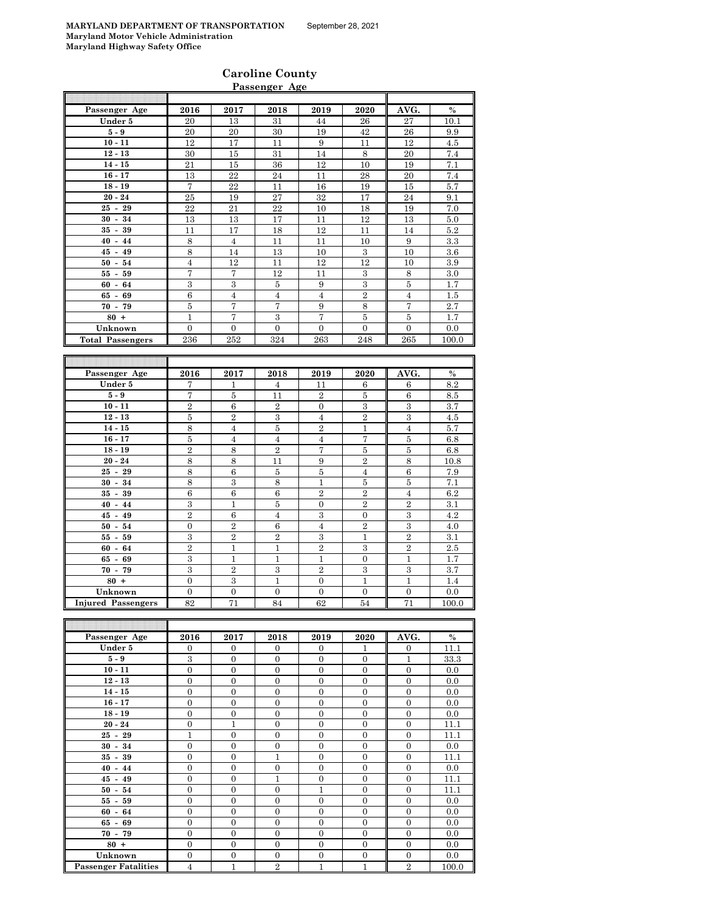**MARYLAND DEPARTMENT OF TRANSPORTATION** September 28, 2021
**Maryland Motor Vehicle Administration**
**Maryland Highway Safety Office**

## Caroline County

### Passenger Age

| Passenger Age | 2016 | 2017 | 2018 | 2019 | 2020 | AVG. | % |
|---|---|---|---|---|---|---|---|
| Under 5 | 20 | 13 | 31 | 44 | 26 | 27 | 10.1 |
| 5 - 9 | 20 | 20 | 30 | 19 | 42 | 26 | 9.9 |
| 10 - 11 | 12 | 17 | 11 | 9 | 11 | 12 | 4.5 |
| 12 - 13 | 30 | 15 | 31 | 14 | 8 | 20 | 7.4 |
| 14 - 15 | 21 | 15 | 36 | 12 | 10 | 19 | 7.1 |
| 16 - 17 | 13 | 22 | 24 | 11 | 28 | 20 | 7.4 |
| 18 - 19 | 7 | 22 | 11 | 16 | 19 | 15 | 5.7 |
| 20 - 24 | 25 | 19 | 27 | 32 | 17 | 24 | 9.1 |
| 25 - 29 | 22 | 21 | 22 | 10 | 18 | 19 | 7.0 |
| 30 - 34 | 13 | 13 | 17 | 11 | 12 | 13 | 5.0 |
| 35 - 39 | 11 | 17 | 18 | 12 | 11 | 14 | 5.2 |
| 40 - 44 | 8 | 4 | 11 | 11 | 10 | 9 | 3.3 |
| 45 - 49 | 8 | 14 | 13 | 10 | 3 | 10 | 3.6 |
| 50 - 54 | 4 | 12 | 11 | 12 | 12 | 10 | 3.9 |
| 55 - 59 | 7 | 7 | 12 | 11 | 3 | 8 | 3.0 |
| 60 - 64 | 3 | 3 | 5 | 9 | 3 | 5 | 1.7 |
| 65 - 69 | 6 | 4 | 4 | 4 | 2 | 4 | 1.5 |
| 70 - 79 | 5 | 7 | 7 | 9 | 8 | 7 | 2.7 |
| 80 + | 1 | 7 | 3 | 7 | 5 | 5 | 1.7 |
| Unknown | 0 | 0 | 0 | 0 | 0 | 0 | 0.0 |
| Total Passengers | 236 | 252 | 324 | 263 | 248 | 265 | 100.0 |

| Passenger Age | 2016 | 2017 | 2018 | 2019 | 2020 | AVG. | % |
|---|---|---|---|---|---|---|---|
| Under 5 | 7 | 1 | 4 | 11 | 6 | 6 | 8.2 |
| 5 - 9 | 7 | 5 | 11 | 2 | 5 | 6 | 8.5 |
| 10 - 11 | 2 | 6 | 2 | 0 | 3 | 3 | 3.7 |
| 12 - 13 | 5 | 2 | 3 | 4 | 2 | 3 | 4.5 |
| 14 - 15 | 8 | 4 | 5 | 2 | 1 | 4 | 5.7 |
| 16 - 17 | 5 | 4 | 4 | 4 | 7 | 5 | 6.8 |
| 18 - 19 | 2 | 8 | 2 | 7 | 5 | 5 | 6.8 |
| 20 - 24 | 8 | 8 | 11 | 9 | 2 | 8 | 10.8 |
| 25 - 29 | 8 | 6 | 5 | 5 | 4 | 6 | 7.9 |
| 30 - 34 | 8 | 3 | 8 | 1 | 5 | 5 | 7.1 |
| 35 - 39 | 6 | 6 | 6 | 2 | 2 | 4 | 6.2 |
| 40 - 44 | 3 | 1 | 5 | 0 | 2 | 2 | 3.1 |
| 45 - 49 | 2 | 6 | 4 | 3 | 0 | 3 | 4.2 |
| 50 - 54 | 0 | 2 | 6 | 4 | 2 | 3 | 4.0 |
| 55 - 59 | 3 | 2 | 2 | 3 | 1 | 2 | 3.1 |
| 60 - 64 | 2 | 1 | 1 | 2 | 3 | 2 | 2.5 |
| 65 - 69 | 3 | 1 | 1 | 1 | 0 | 1 | 1.7 |
| 70 - 79 | 3 | 2 | 3 | 2 | 3 | 3 | 3.7 |
| 80 + | 0 | 3 | 1 | 0 | 1 | 1 | 1.4 |
| Unknown | 0 | 0 | 0 | 0 | 0 | 0 | 0.0 |
| Injured Passengers | 82 | 71 | 84 | 62 | 54 | 71 | 100.0 |

| Passenger Age | 2016 | 2017 | 2018 | 2019 | 2020 | AVG. | % |
|---|---|---|---|---|---|---|---|
| Under 5 | 0 | 0 | 0 | 0 | 1 | 0 | 11.1 |
| 5 - 9 | 3 | 0 | 0 | 0 | 0 | 1 | 33.3 |
| 10 - 11 | 0 | 0 | 0 | 0 | 0 | 0 | 0.0 |
| 12 - 13 | 0 | 0 | 0 | 0 | 0 | 0 | 0.0 |
| 14 - 15 | 0 | 0 | 0 | 0 | 0 | 0 | 0.0 |
| 16 - 17 | 0 | 0 | 0 | 0 | 0 | 0 | 0.0 |
| 18 - 19 | 0 | 0 | 0 | 0 | 0 | 0 | 0.0 |
| 20 - 24 | 0 | 1 | 0 | 0 | 0 | 0 | 11.1 |
| 25 - 29 | 1 | 0 | 0 | 0 | 0 | 0 | 11.1 |
| 30 - 34 | 0 | 0 | 0 | 0 | 0 | 0 | 0.0 |
| 35 - 39 | 0 | 0 | 1 | 0 | 0 | 0 | 11.1 |
| 40 - 44 | 0 | 0 | 0 | 0 | 0 | 0 | 0.0 |
| 45 - 49 | 0 | 0 | 1 | 0 | 0 | 0 | 11.1 |
| 50 - 54 | 0 | 0 | 0 | 1 | 0 | 0 | 11.1 |
| 55 - 59 | 0 | 0 | 0 | 0 | 0 | 0 | 0.0 |
| 60 - 64 | 0 | 0 | 0 | 0 | 0 | 0 | 0.0 |
| 65 - 69 | 0 | 0 | 0 | 0 | 0 | 0 | 0.0 |
| 70 - 79 | 0 | 0 | 0 | 0 | 0 | 0 | 0.0 |
| 80 + | 0 | 0 | 0 | 0 | 0 | 0 | 0.0 |
| Unknown | 0 | 0 | 0 | 0 | 0 | 0 | 0.0 |
| Passenger Fatalities | 4 | 1 | 2 | 1 | 1 | 2 | 100.0 |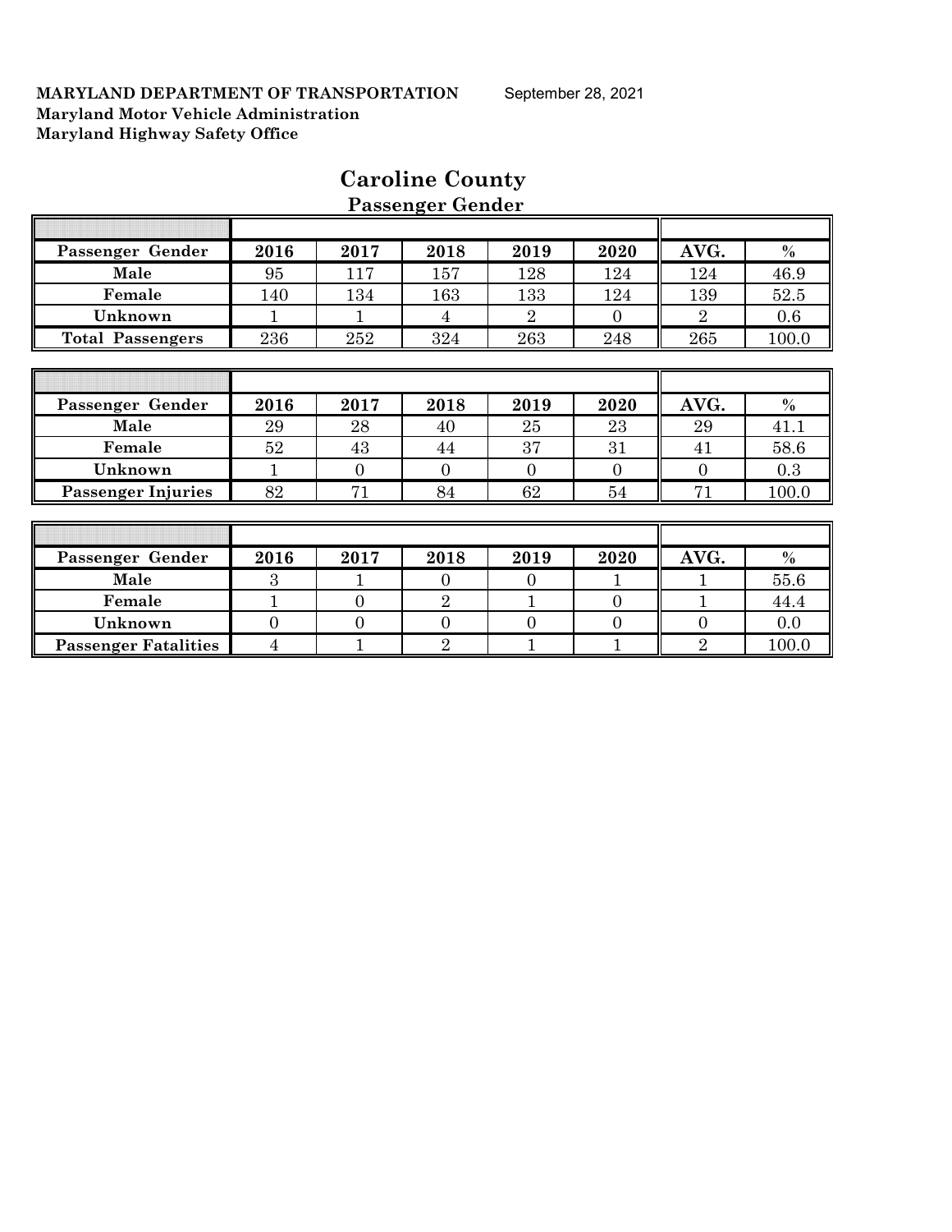**MARYLAND DEPARTMENT OF TRANSPORTATION** September 28, 2021
**Maryland Motor Vehicle Administration**
**Maryland Highway Safety Office**

# Caroline County

## Passenger Gender

| Passenger Gender | 2016 | 2017 | 2018 | 2019 | 2020 | AVG. | % |
|---|---|---|---|---|---|---|---|
| Male | 95 | 117 | 157 | 128 | 124 | 124 | 46.9 |
| Female | 140 | 134 | 163 | 133 | 124 | 139 | 52.5 |
| Unknown | 1 | 1 | 4 | 2 | 0 | 2 | 0.6 |
| Total Passengers | 236 | 252 | 324 | 263 | 248 | 265 | 100.0 |

| Passenger Gender | 2016 | 2017 | 2018 | 2019 | 2020 | AVG. | % |
|---|---|---|---|---|---|---|---|
| Male | 29 | 28 | 40 | 25 | 23 | 29 | 41.1 |
| Female | 52 | 43 | 44 | 37 | 31 | 41 | 58.6 |
| Unknown | 1 | 0 | 0 | 0 | 0 | 0 | 0.3 |
| Passenger Injuries | 82 | 71 | 84 | 62 | 54 | 71 | 100.0 |

| Passenger Gender | 2016 | 2017 | 2018 | 2019 | 2020 | AVG. | % |
|---|---|---|---|---|---|---|---|
| Male | 3 | 1 | 0 | 0 | 1 | 1 | 55.6 |
| Female | 1 | 0 | 2 | 1 | 0 | 1 | 44.4 |
| Unknown | 0 | 0 | 0 | 0 | 0 | 0 | 0.0 |
| Passenger Fatalities | 4 | 1 | 2 | 1 | 1 | 2 | 100.0 |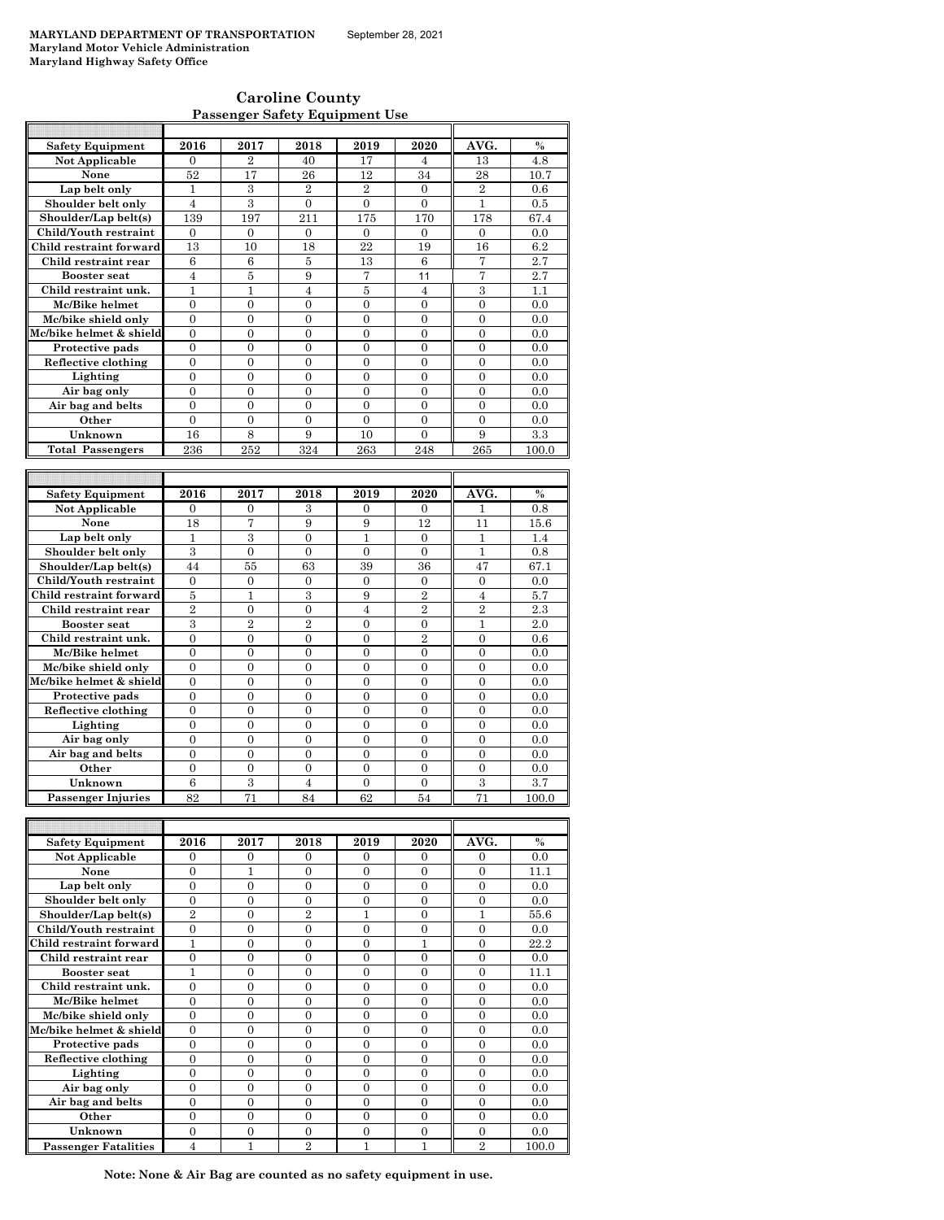**MARYLAND DEPARTMENT OF TRANSPORTATION** September 28, 2021
**Maryland Motor Vehicle Administration**
**Maryland Highway Safety Office**

## Caroline County
### Passenger Safety Equipment Use

| Safety Equipment | 2016 | 2017 | 2018 | 2019 | 2020 | AVG. | % |
|---|---|---|---|---|---|---|---|
| Not Applicable | 0 | 2 | 40 | 17 | 4 | 13 | 4.8 |
| None | 52 | 17 | 26 | 12 | 34 | 28 | 10.7 |
| Lap belt only | 1 | 3 | 2 | 2 | 0 | 2 | 0.6 |
| Shoulder belt only | 4 | 3 | 0 | 0 | 0 | 1 | 0.5 |
| Shoulder/Lap belt(s) | 139 | 197 | 211 | 175 | 170 | 178 | 67.4 |
| Child/Youth restraint | 0 | 0 | 0 | 0 | 0 | 0 | 0.0 |
| Child restraint forward | 13 | 10 | 18 | 22 | 19 | 16 | 6.2 |
| Child restraint rear | 6 | 6 | 5 | 13 | 6 | 7 | 2.7 |
| Booster seat | 4 | 5 | 9 | 7 | 11 | 7 | 2.7 |
| Child restraint unk. | 1 | 1 | 4 | 5 | 4 | 3 | 1.1 |
| Mc/Bike helmet | 0 | 0 | 0 | 0 | 0 | 0 | 0.0 |
| Mc/bike shield only | 0 | 0 | 0 | 0 | 0 | 0 | 0.0 |
| Mc/bike helmet & shield | 0 | 0 | 0 | 0 | 0 | 0 | 0.0 |
| Protective pads | 0 | 0 | 0 | 0 | 0 | 0 | 0.0 |
| Reflective clothing | 0 | 0 | 0 | 0 | 0 | 0 | 0.0 |
| Lighting | 0 | 0 | 0 | 0 | 0 | 0 | 0.0 |
| Air bag only | 0 | 0 | 0 | 0 | 0 | 0 | 0.0 |
| Air bag and belts | 0 | 0 | 0 | 0 | 0 | 0 | 0.0 |
| Other | 0 | 0 | 0 | 0 | 0 | 0 | 0.0 |
| Unknown | 16 | 8 | 9 | 10 | 0 | 9 | 3.3 |
| Total Passengers | 236 | 252 | 324 | 263 | 248 | 265 | 100.0 |

| Safety Equipment | 2016 | 2017 | 2018 | 2019 | 2020 | AVG. | % |
|---|---|---|---|---|---|---|---|
| Not Applicable | 0 | 0 | 3 | 0 | 0 | 1 | 0.8 |
| None | 18 | 7 | 9 | 9 | 12 | 11 | 15.6 |
| Lap belt only | 1 | 3 | 0 | 1 | 0 | 1 | 1.4 |
| Shoulder belt only | 3 | 0 | 0 | 0 | 0 | 1 | 0.8 |
| Shoulder/Lap belt(s) | 44 | 55 | 63 | 39 | 36 | 47 | 67.1 |
| Child/Youth restraint | 0 | 0 | 0 | 0 | 0 | 0 | 0.0 |
| Child restraint forward | 5 | 1 | 3 | 9 | 2 | 4 | 5.7 |
| Child restraint rear | 2 | 0 | 0 | 4 | 2 | 2 | 2.3 |
| Booster seat | 3 | 2 | 2 | 0 | 0 | 1 | 2.0 |
| Child restraint unk. | 0 | 0 | 0 | 0 | 2 | 0 | 0.6 |
| Mc/Bike helmet | 0 | 0 | 0 | 0 | 0 | 0 | 0.0 |
| Mc/bike shield only | 0 | 0 | 0 | 0 | 0 | 0 | 0.0 |
| Mc/bike helmet & shield | 0 | 0 | 0 | 0 | 0 | 0 | 0.0 |
| Protective pads | 0 | 0 | 0 | 0 | 0 | 0 | 0.0 |
| Reflective clothing | 0 | 0 | 0 | 0 | 0 | 0 | 0.0 |
| Lighting | 0 | 0 | 0 | 0 | 0 | 0 | 0.0 |
| Air bag only | 0 | 0 | 0 | 0 | 0 | 0 | 0.0 |
| Air bag and belts | 0 | 0 | 0 | 0 | 0 | 0 | 0.0 |
| Other | 0 | 0 | 0 | 0 | 0 | 0 | 0.0 |
| Unknown | 6 | 3 | 4 | 0 | 0 | 3 | 3.7 |
| Passenger Injuries | 82 | 71 | 84 | 62 | 54 | 71 | 100.0 |

| Safety Equipment | 2016 | 2017 | 2018 | 2019 | 2020 | AVG. | % |
|---|---|---|---|---|---|---|---|
| Not Applicable | 0 | 0 | 0 | 0 | 0 | 0 | 0.0 |
| None | 0 | 1 | 0 | 0 | 0 | 0 | 11.1 |
| Lap belt only | 0 | 0 | 0 | 0 | 0 | 0 | 0.0 |
| Shoulder belt only | 0 | 0 | 0 | 0 | 0 | 0 | 0.0 |
| Shoulder/Lap belt(s) | 2 | 0 | 2 | 1 | 0 | 1 | 55.6 |
| Child/Youth restraint | 0 | 0 | 0 | 0 | 0 | 0 | 0.0 |
| Child restraint forward | 1 | 0 | 0 | 0 | 1 | 0 | 22.2 |
| Child restraint rear | 0 | 0 | 0 | 0 | 0 | 0 | 0.0 |
| Booster seat | 1 | 0 | 0 | 0 | 0 | 0 | 11.1 |
| Child restraint unk. | 0 | 0 | 0 | 0 | 0 | 0 | 0.0 |
| Mc/Bike helmet | 0 | 0 | 0 | 0 | 0 | 0 | 0.0 |
| Mc/bike shield only | 0 | 0 | 0 | 0 | 0 | 0 | 0.0 |
| Mc/bike helmet & shield | 0 | 0 | 0 | 0 | 0 | 0 | 0.0 |
| Protective pads | 0 | 0 | 0 | 0 | 0 | 0 | 0.0 |
| Reflective clothing | 0 | 0 | 0 | 0 | 0 | 0 | 0.0 |
| Lighting | 0 | 0 | 0 | 0 | 0 | 0 | 0.0 |
| Air bag only | 0 | 0 | 0 | 0 | 0 | 0 | 0.0 |
| Air bag and belts | 0 | 0 | 0 | 0 | 0 | 0 | 0.0 |
| Other | 0 | 0 | 0 | 0 | 0 | 0 | 0.0 |
| Unknown | 0 | 0 | 0 | 0 | 0 | 0 | 0.0 |
| Passenger Fatalities | 4 | 1 | 2 | 1 | 1 | 2 | 100.0 |

**Note: None & Air Bag are counted as no safety equipment in use.**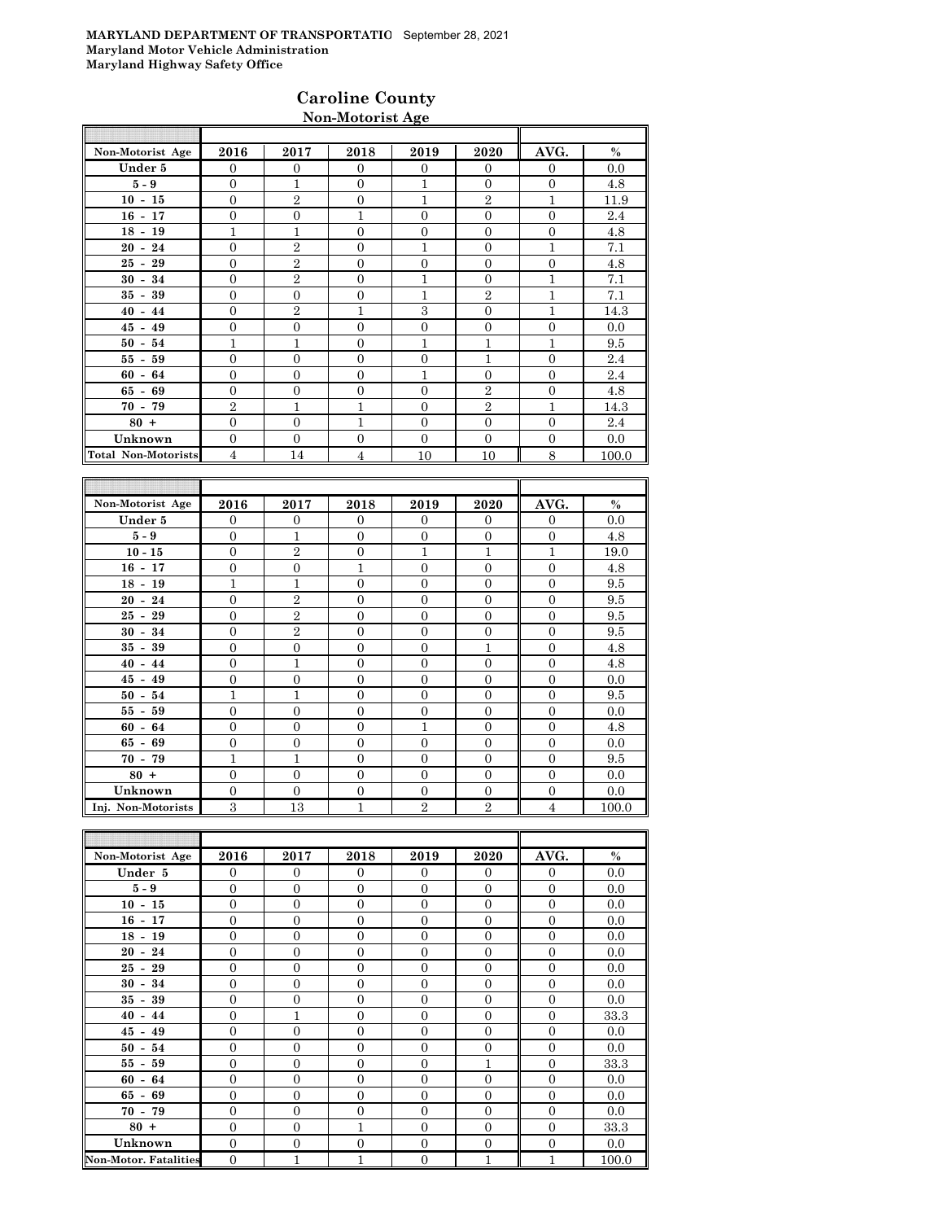**MARYLAND DEPARTMENT OF TRANSPORTATIO** September 28, 2021
**Maryland Motor Vehicle Administration**
**Maryland Highway Safety Office**

## Caroline County

### Non-Motorist Age

| Non-Motorist Age | 2016 | 2017 | 2018 | 2019 | 2020 | AVG. | % |
|---|---|---|---|---|---|---|---|
| Under 5 | 0 | 0 | 0 | 0 | 0 | 0 | 0.0 |
| 5 - 9 | 0 | 1 | 0 | 1 | 0 | 0 | 4.8 |
| 10 - 15 | 0 | 2 | 0 | 1 | 2 | 1 | 11.9 |
| 16 - 17 | 0 | 0 | 1 | 0 | 0 | 0 | 2.4 |
| 18 - 19 | 1 | 1 | 0 | 0 | 0 | 0 | 4.8 |
| 20 - 24 | 0 | 2 | 0 | 1 | 0 | 1 | 7.1 |
| 25 - 29 | 0 | 2 | 0 | 0 | 0 | 0 | 4.8 |
| 30 - 34 | 0 | 2 | 0 | 1 | 0 | 1 | 7.1 |
| 35 - 39 | 0 | 0 | 0 | 1 | 2 | 1 | 7.1 |
| 40 - 44 | 0 | 2 | 1 | 3 | 0 | 1 | 14.3 |
| 45 - 49 | 0 | 0 | 0 | 0 | 0 | 0 | 0.0 |
| 50 - 54 | 1 | 1 | 0 | 1 | 1 | 1 | 9.5 |
| 55 - 59 | 0 | 0 | 0 | 0 | 1 | 0 | 2.4 |
| 60 - 64 | 0 | 0 | 0 | 1 | 0 | 0 | 2.4 |
| 65 - 69 | 0 | 0 | 0 | 0 | 2 | 0 | 4.8 |
| 70 - 79 | 2 | 1 | 1 | 0 | 2 | 1 | 14.3 |
| 80 + | 0 | 0 | 1 | 0 | 0 | 0 | 2.4 |
| Unknown | 0 | 0 | 0 | 0 | 0 | 0 | 0.0 |
| Total Non-Motorists | 4 | 14 | 4 | 10 | 10 | 8 | 100.0 |

| Non-Motorist Age | 2016 | 2017 | 2018 | 2019 | 2020 | AVG. | % |
|---|---|---|---|---|---|---|---|
| Under 5 | 0 | 0 | 0 | 0 | 0 | 0 | 0.0 |
| 5 - 9 | 0 | 1 | 0 | 0 | 0 | 0 | 4.8 |
| 10 - 15 | 0 | 2 | 0 | 1 | 1 | 1 | 19.0 |
| 16 - 17 | 0 | 0 | 1 | 0 | 0 | 0 | 4.8 |
| 18 - 19 | 1 | 1 | 0 | 0 | 0 | 0 | 9.5 |
| 20 - 24 | 0 | 2 | 0 | 0 | 0 | 0 | 9.5 |
| 25 - 29 | 0 | 2 | 0 | 0 | 0 | 0 | 9.5 |
| 30 - 34 | 0 | 2 | 0 | 0 | 0 | 0 | 9.5 |
| 35 - 39 | 0 | 0 | 0 | 0 | 1 | 0 | 4.8 |
| 40 - 44 | 0 | 1 | 0 | 0 | 0 | 0 | 4.8 |
| 45 - 49 | 0 | 0 | 0 | 0 | 0 | 0 | 0.0 |
| 50 - 54 | 1 | 1 | 0 | 0 | 0 | 0 | 9.5 |
| 55 - 59 | 0 | 0 | 0 | 0 | 0 | 0 | 0.0 |
| 60 - 64 | 0 | 0 | 0 | 1 | 0 | 0 | 4.8 |
| 65 - 69 | 0 | 0 | 0 | 0 | 0 | 0 | 0.0 |
| 70 - 79 | 1 | 1 | 0 | 0 | 0 | 0 | 9.5 |
| 80 + | 0 | 0 | 0 | 0 | 0 | 0 | 0.0 |
| Unknown | 0 | 0 | 0 | 0 | 0 | 0 | 0.0 |
| Inj. Non-Motorists | 3 | 13 | 1 | 2 | 2 | 4 | 100.0 |

| Non-Motorist Age | 2016 | 2017 | 2018 | 2019 | 2020 | AVG. | % |
|---|---|---|---|---|---|---|---|
| Under 5 | 0 | 0 | 0 | 0 | 0 | 0 | 0.0 |
| 5 - 9 | 0 | 0 | 0 | 0 | 0 | 0 | 0.0 |
| 10 - 15 | 0 | 0 | 0 | 0 | 0 | 0 | 0.0 |
| 16 - 17 | 0 | 0 | 0 | 0 | 0 | 0 | 0.0 |
| 18 - 19 | 0 | 0 | 0 | 0 | 0 | 0 | 0.0 |
| 20 - 24 | 0 | 0 | 0 | 0 | 0 | 0 | 0.0 |
| 25 - 29 | 0 | 0 | 0 | 0 | 0 | 0 | 0.0 |
| 30 - 34 | 0 | 0 | 0 | 0 | 0 | 0 | 0.0 |
| 35 - 39 | 0 | 0 | 0 | 0 | 0 | 0 | 0.0 |
| 40 - 44 | 0 | 1 | 0 | 0 | 0 | 0 | 33.3 |
| 45 - 49 | 0 | 0 | 0 | 0 | 0 | 0 | 0.0 |
| 50 - 54 | 0 | 0 | 0 | 0 | 0 | 0 | 0.0 |
| 55 - 59 | 0 | 0 | 0 | 0 | 1 | 0 | 33.3 |
| 60 - 64 | 0 | 0 | 0 | 0 | 0 | 0 | 0.0 |
| 65 - 69 | 0 | 0 | 0 | 0 | 0 | 0 | 0.0 |
| 70 - 79 | 0 | 0 | 0 | 0 | 0 | 0 | 0.0 |
| 80 + | 0 | 0 | 1 | 0 | 0 | 0 | 33.3 |
| Unknown | 0 | 0 | 0 | 0 | 0 | 0 | 0.0 |
| Non-Motor. Fatalities | 0 | 1 | 1 | 0 | 1 | 1 | 100.0 |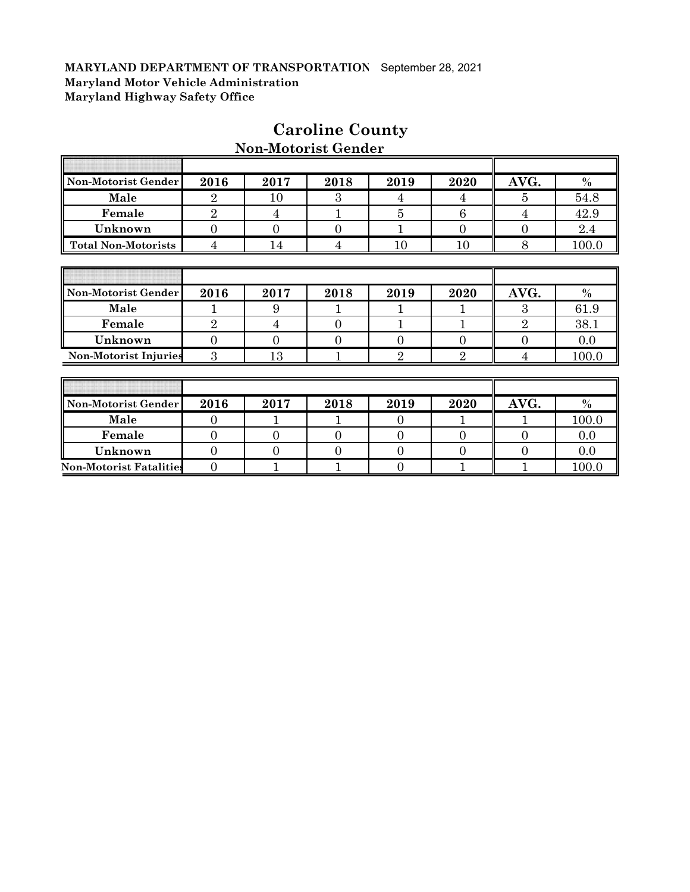**MARYLAND DEPARTMENT OF TRANSPORTATION** September 28, 2021
**Maryland Motor Vehicle Administration**
**Maryland Highway Safety Office**

# Caroline County

## Non-Motorist Gender

| Non-Motorist Gender | 2016 | 2017 | 2018 | 2019 | 2020 | AVG. | % |
|---|---|---|---|---|---|---|---|
| Male | 2 | 10 | 3 | 4 | 4 | 5 | 54.8 |
| Female | 2 | 4 | 1 | 5 | 6 | 4 | 42.9 |
| Unknown | 0 | 0 | 0 | 1 | 0 | 0 | 2.4 |
| Total Non-Motorists | 4 | 14 | 4 | 10 | 10 | 8 | 100.0 |

| Non-Motorist Gender | 2016 | 2017 | 2018 | 2019 | 2020 | AVG. | % |
|---|---|---|---|---|---|---|---|
| Male | 1 | 9 | 1 | 1 | 1 | 3 | 61.9 |
| Female | 2 | 4 | 0 | 1 | 1 | 2 | 38.1 |
| Unknown | 0 | 0 | 0 | 0 | 0 | 0 | 0.0 |
| Non-Motorist Injuries | 3 | 13 | 1 | 2 | 2 | 4 | 100.0 |

| Non-Motorist Gender | 2016 | 2017 | 2018 | 2019 | 2020 | AVG. | % |
|---|---|---|---|---|---|---|---|
| Male | 0 | 1 | 1 | 0 | 1 | 1 | 100.0 |
| Female | 0 | 0 | 0 | 0 | 0 | 0 | 0.0 |
| Unknown | 0 | 0 | 0 | 0 | 0 | 0 | 0.0 |
| Non-Motorist Fatalities | 0 | 1 | 1 | 0 | 1 | 1 | 100.0 |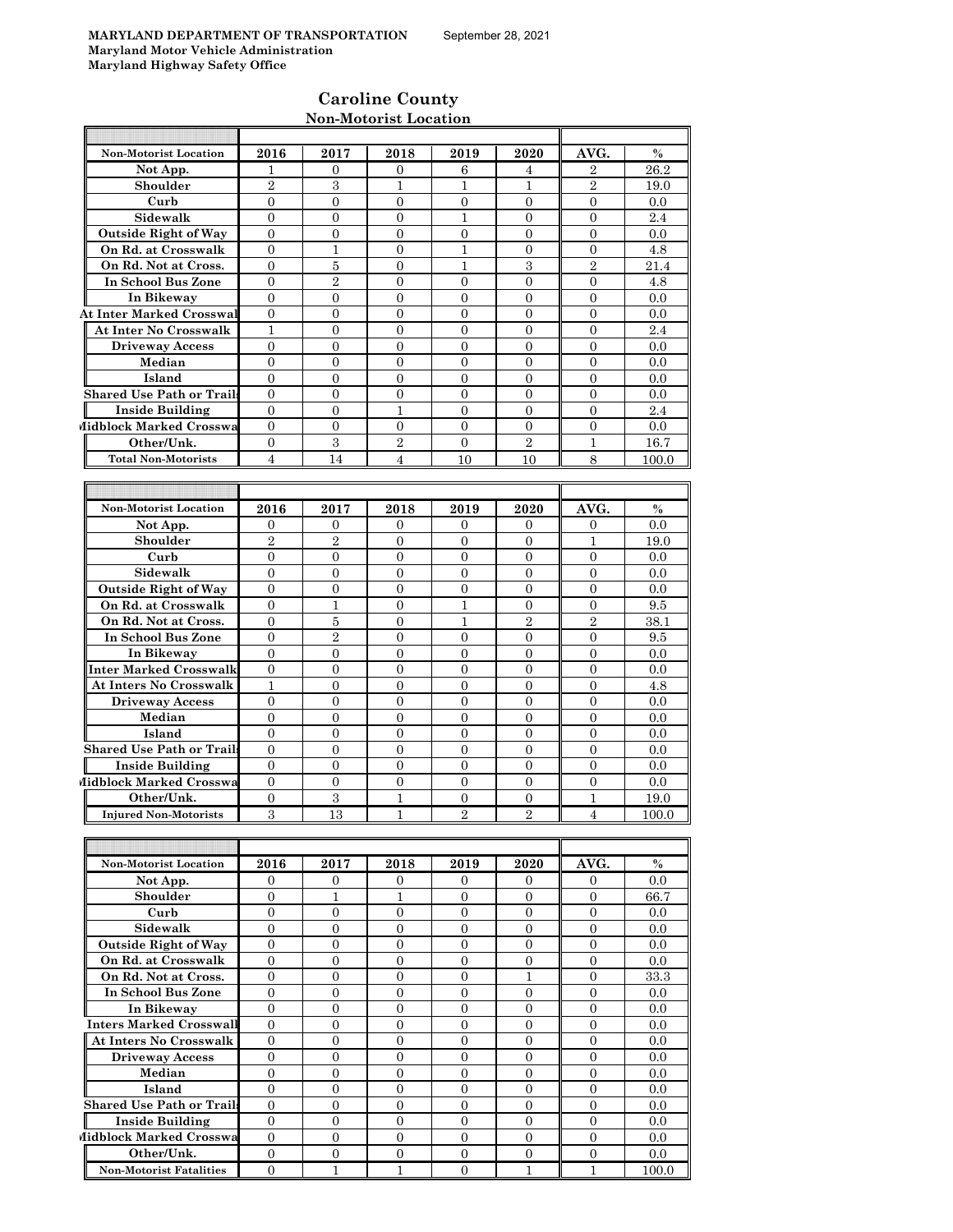**MARYLAND DEPARTMENT OF TRANSPORTATION** September 28, 2021
**Maryland Motor Vehicle Administration**
**Maryland Highway Safety Office**

## Caroline County

### Non-Motorist Location

| Non-Motorist Location | 2016 | 2017 | 2018 | 2019 | 2020 | AVG. | % |
|---|---|---|---|---|---|---|---|
| Not App. | 1 | 0 | 0 | 6 | 4 | 2 | 26.2 |
| Shoulder | 2 | 3 | 1 | 1 | 1 | 2 | 19.0 |
| Curb | 0 | 0 | 0 | 0 | 0 | 0 | 0.0 |
| Sidewalk | 0 | 0 | 0 | 1 | 0 | 0 | 2.4 |
| Outside Right of Way | 0 | 0 | 0 | 0 | 0 | 0 | 0.0 |
| On Rd. at Crosswalk | 0 | 1 | 0 | 1 | 0 | 0 | 4.8 |
| On Rd. Not at Cross. | 0 | 5 | 0 | 1 | 3 | 2 | 21.4 |
| In School Bus Zone | 0 | 2 | 0 | 0 | 0 | 0 | 4.8 |
| In Bikeway | 0 | 0 | 0 | 0 | 0 | 0 | 0.0 |
| At Inter Marked Crosswal | 0 | 0 | 0 | 0 | 0 | 0 | 0.0 |
| At Inter No Crosswalk | 1 | 0 | 0 | 0 | 0 | 0 | 2.4 |
| Driveway Access | 0 | 0 | 0 | 0 | 0 | 0 | 0.0 |
| Median | 0 | 0 | 0 | 0 | 0 | 0 | 0.0 |
| Island | 0 | 0 | 0 | 0 | 0 | 0 | 0.0 |
| Shared Use Path or Trails | 0 | 0 | 0 | 0 | 0 | 0 | 0.0 |
| Inside Building | 0 | 0 | 1 | 0 | 0 | 0 | 2.4 |
| Midblock Marked Crosswa | 0 | 0 | 0 | 0 | 0 | 0 | 0.0 |
| Other/Unk. | 0 | 3 | 2 | 0 | 2 | 1 | 16.7 |
| Total Non-Motorists | 4 | 14 | 4 | 10 | 10 | 8 | 100.0 |

| Non-Motorist Location | 2016 | 2017 | 2018 | 2019 | 2020 | AVG. | % |
|---|---|---|---|---|---|---|---|
| Not App. | 0 | 0 | 0 | 0 | 0 | 0 | 0.0 |
| Shoulder | 2 | 2 | 0 | 0 | 0 | 1 | 19.0 |
| Curb | 0 | 0 | 0 | 0 | 0 | 0 | 0.0 |
| Sidewalk | 0 | 0 | 0 | 0 | 0 | 0 | 0.0 |
| Outside Right of Way | 0 | 0 | 0 | 0 | 0 | 0 | 0.0 |
| On Rd. at Crosswalk | 0 | 1 | 0 | 1 | 0 | 0 | 9.5 |
| On Rd. Not at Cross. | 0 | 5 | 0 | 1 | 2 | 2 | 38.1 |
| In School Bus Zone | 0 | 2 | 0 | 0 | 0 | 0 | 9.5 |
| In Bikeway | 0 | 0 | 0 | 0 | 0 | 0 | 0.0 |
| Inter Marked Crosswalk | 0 | 0 | 0 | 0 | 0 | 0 | 0.0 |
| At Inters No Crosswalk | 1 | 0 | 0 | 0 | 0 | 0 | 4.8 |
| Driveway Access | 0 | 0 | 0 | 0 | 0 | 0 | 0.0 |
| Median | 0 | 0 | 0 | 0 | 0 | 0 | 0.0 |
| Island | 0 | 0 | 0 | 0 | 0 | 0 | 0.0 |
| Shared Use Path or Trails | 0 | 0 | 0 | 0 | 0 | 0 | 0.0 |
| Inside Building | 0 | 0 | 0 | 0 | 0 | 0 | 0.0 |
| Midblock Marked Crosswa | 0 | 0 | 0 | 0 | 0 | 0 | 0.0 |
| Other/Unk. | 0 | 3 | 1 | 0 | 0 | 1 | 19.0 |
| Injured Non-Motorists | 3 | 13 | 1 | 2 | 2 | 4 | 100.0 |

| Non-Motorist Location | 2016 | 2017 | 2018 | 2019 | 2020 | AVG. | % |
|---|---|---|---|---|---|---|---|
| Not App. | 0 | 0 | 0 | 0 | 0 | 0 | 0.0 |
| Shoulder | 0 | 1 | 1 | 0 | 0 | 0 | 66.7 |
| Curb | 0 | 0 | 0 | 0 | 0 | 0 | 0.0 |
| Sidewalk | 0 | 0 | 0 | 0 | 0 | 0 | 0.0 |
| Outside Right of Way | 0 | 0 | 0 | 0 | 0 | 0 | 0.0 |
| On Rd. at Crosswalk | 0 | 0 | 0 | 0 | 0 | 0 | 0.0 |
| On Rd. Not at Cross. | 0 | 0 | 0 | 0 | 1 | 0 | 33.3 |
| In School Bus Zone | 0 | 0 | 0 | 0 | 0 | 0 | 0.0 |
| In Bikeway | 0 | 0 | 0 | 0 | 0 | 0 | 0.0 |
| Inters Marked Crosswall | 0 | 0 | 0 | 0 | 0 | 0 | 0.0 |
| At Inters No Crosswalk | 0 | 0 | 0 | 0 | 0 | 0 | 0.0 |
| Driveway Access | 0 | 0 | 0 | 0 | 0 | 0 | 0.0 |
| Median | 0 | 0 | 0 | 0 | 0 | 0 | 0.0 |
| Island | 0 | 0 | 0 | 0 | 0 | 0 | 0.0 |
| Shared Use Path or Trails | 0 | 0 | 0 | 0 | 0 | 0 | 0.0 |
| Inside Building | 0 | 0 | 0 | 0 | 0 | 0 | 0.0 |
| Midblock Marked Crosswa | 0 | 0 | 0 | 0 | 0 | 0 | 0.0 |
| Other/Unk. | 0 | 0 | 0 | 0 | 0 | 0 | 0.0 |
| Non-Motorist Fatalities | 0 | 1 | 1 | 0 | 1 | 1 | 100.0 |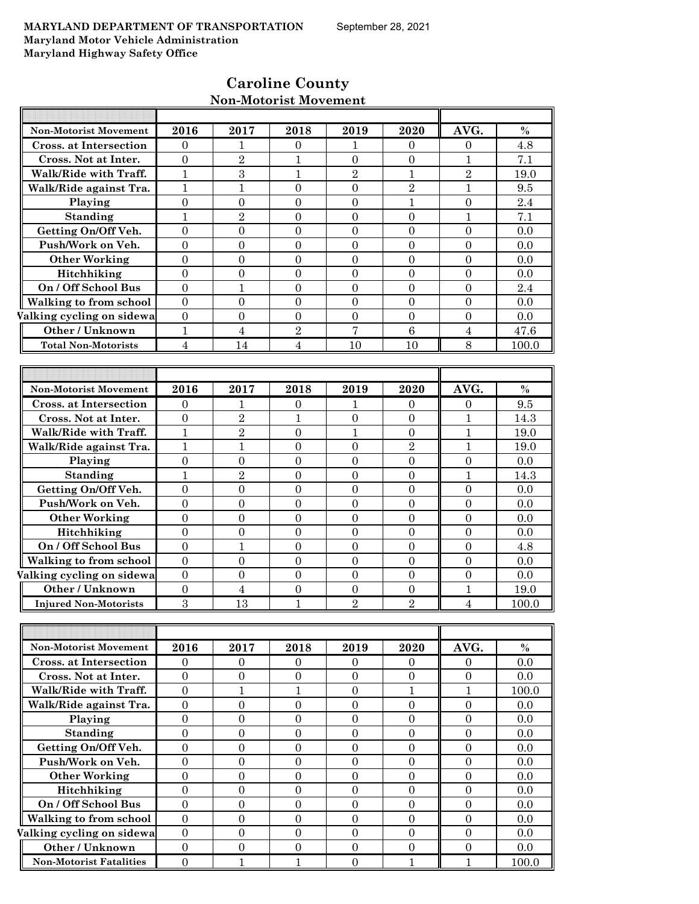**MARYLAND DEPARTMENT OF TRANSPORTATION** September 28, 2021
**Maryland Motor Vehicle Administration**
**Maryland Highway Safety Office**

# Caroline County

## Non-Motorist Movement

| Non-Motorist Movement | 2016 | 2017 | 2018 | 2019 | 2020 | AVG. | % |
|---|---|---|---|---|---|---|---|
| Cross. at Intersection | 0 | 1 | 0 | 1 | 0 | 0 | 4.8 |
| Cross. Not at Inter. | 0 | 2 | 1 | 0 | 0 | 1 | 7.1 |
| Walk/Ride with Traff. | 1 | 3 | 1 | 2 | 1 | 2 | 19.0 |
| Walk/Ride against Tra. | 1 | 1 | 0 | 0 | 2 | 1 | 9.5 |
| Playing | 0 | 0 | 0 | 0 | 1 | 0 | 2.4 |
| Standing | 1 | 2 | 0 | 0 | 0 | 1 | 7.1 |
| Getting On/Off Veh. | 0 | 0 | 0 | 0 | 0 | 0 | 0.0 |
| Push/Work on Veh. | 0 | 0 | 0 | 0 | 0 | 0 | 0.0 |
| Other Working | 0 | 0 | 0 | 0 | 0 | 0 | 0.0 |
| Hitchhiking | 0 | 0 | 0 | 0 | 0 | 0 | 0.0 |
| On / Off School Bus | 0 | 1 | 0 | 0 | 0 | 0 | 2.4 |
| Walking to from school | 0 | 0 | 0 | 0 | 0 | 0 | 0.0 |
| Walking cycling on sidewa | 0 | 0 | 0 | 0 | 0 | 0 | 0.0 |
| Other / Unknown | 1 | 4 | 2 | 7 | 6 | 4 | 47.6 |
| Total Non-Motorists | 4 | 14 | 4 | 10 | 10 | 8 | 100.0 |

| Non-Motorist Movement | 2016 | 2017 | 2018 | 2019 | 2020 | AVG. | % |
|---|---|---|---|---|---|---|---|
| Cross. at Intersection | 0 | 1 | 0 | 1 | 0 | 0 | 9.5 |
| Cross. Not at Inter. | 0 | 2 | 1 | 0 | 0 | 1 | 14.3 |
| Walk/Ride with Traff. | 1 | 2 | 0 | 1 | 0 | 1 | 19.0 |
| Walk/Ride against Tra. | 1 | 1 | 0 | 0 | 2 | 1 | 19.0 |
| Playing | 0 | 0 | 0 | 0 | 0 | 0 | 0.0 |
| Standing | 1 | 2 | 0 | 0 | 0 | 1 | 14.3 |
| Getting On/Off Veh. | 0 | 0 | 0 | 0 | 0 | 0 | 0.0 |
| Push/Work on Veh. | 0 | 0 | 0 | 0 | 0 | 0 | 0.0 |
| Other Working | 0 | 0 | 0 | 0 | 0 | 0 | 0.0 |
| Hitchhiking | 0 | 0 | 0 | 0 | 0 | 0 | 0.0 |
| On / Off School Bus | 0 | 1 | 0 | 0 | 0 | 0 | 4.8 |
| Walking to from school | 0 | 0 | 0 | 0 | 0 | 0 | 0.0 |
| Walking cycling on sidewa | 0 | 0 | 0 | 0 | 0 | 0 | 0.0 |
| Other / Unknown | 0 | 4 | 0 | 0 | 0 | 1 | 19.0 |
| Injured Non-Motorists | 3 | 13 | 1 | 2 | 2 | 4 | 100.0 |

| Non-Motorist Movement | 2016 | 2017 | 2018 | 2019 | 2020 | AVG. | % |
|---|---|---|---|---|---|---|---|
| Cross. at Intersection | 0 | 0 | 0 | 0 | 0 | 0 | 0.0 |
| Cross. Not at Inter. | 0 | 0 | 0 | 0 | 0 | 0 | 0.0 |
| Walk/Ride with Traff. | 0 | 1 | 1 | 0 | 1 | 1 | 100.0 |
| Walk/Ride against Tra. | 0 | 0 | 0 | 0 | 0 | 0 | 0.0 |
| Playing | 0 | 0 | 0 | 0 | 0 | 0 | 0.0 |
| Standing | 0 | 0 | 0 | 0 | 0 | 0 | 0.0 |
| Getting On/Off Veh. | 0 | 0 | 0 | 0 | 0 | 0 | 0.0 |
| Push/Work on Veh. | 0 | 0 | 0 | 0 | 0 | 0 | 0.0 |
| Other Working | 0 | 0 | 0 | 0 | 0 | 0 | 0.0 |
| Hitchhiking | 0 | 0 | 0 | 0 | 0 | 0 | 0.0 |
| On / Off School Bus | 0 | 0 | 0 | 0 | 0 | 0 | 0.0 |
| Walking to from school | 0 | 0 | 0 | 0 | 0 | 0 | 0.0 |
| Walking cycling on sidewa | 0 | 0 | 0 | 0 | 0 | 0 | 0.0 |
| Other / Unknown | 0 | 0 | 0 | 0 | 0 | 0 | 0.0 |
| Non-Motorist Fatalities | 0 | 1 | 1 | 0 | 1 | 1 | 100.0 |